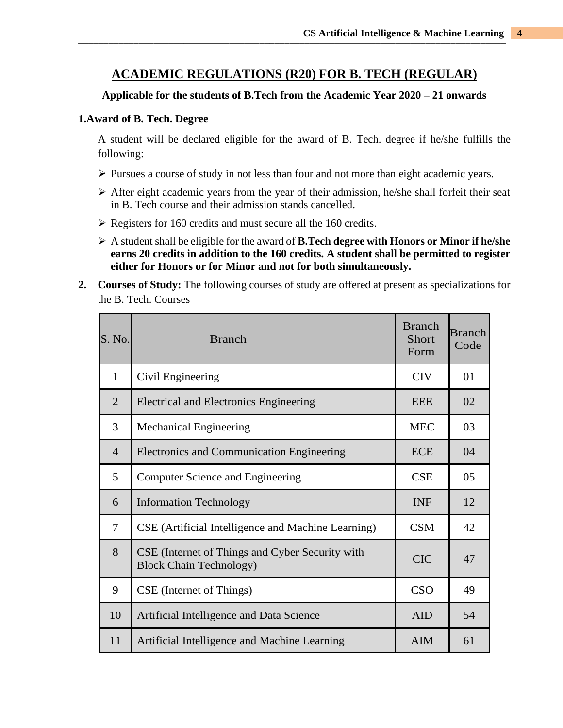# ACADEMIC REGULATIONS (R20) FOR B. TECH (REGULAR)

**Applicable for the students of B.Tech from the Academic Year 2020 – 21 onwards**

## 1. Award of B. Tech. Degree

A student will be declared eligible for the award of B. Tech. degree if he/she fulfills the following:

- Pursues a course of study in not less than four and not more than eight academic years.
- After eight academic years from the year of their admission, he/she shall forfeit their seat in B. Tech course and their admission stands cancelled.
- Registers for 160 credits and must secure all the 160 credits.
- A student shall be eligible for the award of **B.Tech degree with Honors or Minor if he/she earns 20 credits in addition to the 160 credits. A student shall be permitted to register either for Honors or for Minor and not for both simultaneously.**

**2. Courses of Study:** The following courses of study are offered at present as specializations for the B. Tech. Courses

| S. No. | Branch | Branch Short Form | Branch Code |
|---|---|---|---|
| 1 | Civil Engineering | CIV | 01 |
| 2 | Electrical and Electronics Engineering | EEE | 02 |
| 3 | Mechanical Engineering | MEC | 03 |
| 4 | Electronics and Communication Engineering | ECE | 04 |
| 5 | Computer Science and Engineering | CSE | 05 |
| 6 | Information Technology | INF | 12 |
| 7 | CSE (Artificial Intelligence and Machine Learning) | CSM | 42 |
| 8 | CSE (Internet of Things and Cyber Security with Block Chain Technology) | CIC | 47 |
| 9 | CSE (Internet of Things) | CSO | 49 |
| 10 | Artificial Intelligence and Data Science | AID | 54 |
| 11 | Artificial Intelligence and Machine Learning | AIM | 61 |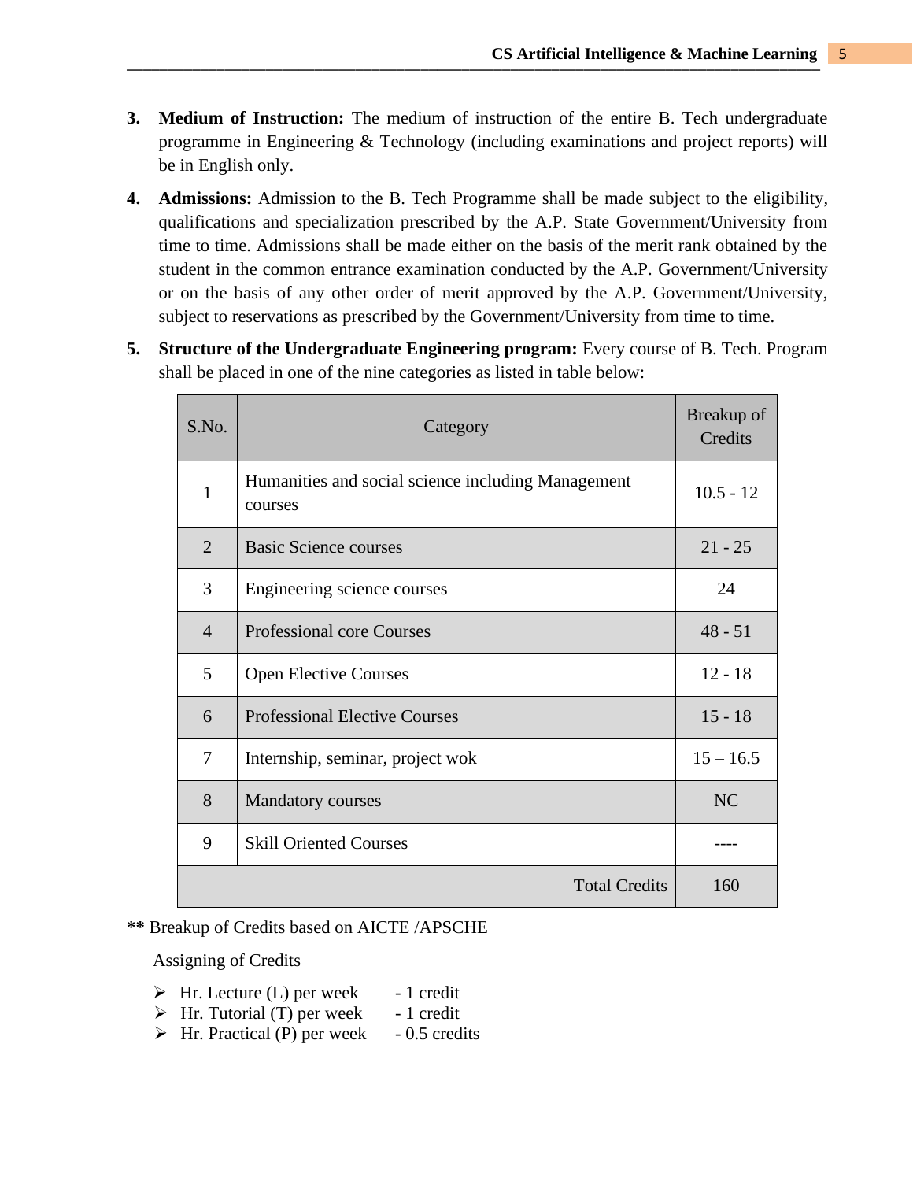3. **Medium of Instruction:** The medium of instruction of the entire B. Tech undergraduate programme in Engineering & Technology (including examinations and project reports) will be in English only.

4. **Admissions:** Admission to the B. Tech Programme shall be made subject to the eligibility, qualifications and specialization prescribed by the A.P. State Government/University from time to time. Admissions shall be made either on the basis of the merit rank obtained by the student in the common entrance examination conducted by the A.P. Government/University or on the basis of any other order of merit approved by the A.P. Government/University, subject to reservations as prescribed by the Government/University from time to time.

5. **Structure of the Undergraduate Engineering program:** Every course of B. Tech. Program shall be placed in one of the nine categories as listed in table below:

| S.No. | Category | Breakup of Credits |
|---|---|---|
| 1 | Humanities and social science including Management courses | 10.5 - 12 |
| 2 | Basic Science courses | 21 - 25 |
| 3 | Engineering science courses | 24 |
| 4 | Professional core Courses | 48 - 51 |
| 5 | Open Elective Courses | 12 - 18 |
| 6 | Professional Elective Courses | 15 - 18 |
| 7 | Internship, seminar, project wok | 15 – 16.5 |
| 8 | Mandatory courses | NC |
| 9 | Skill Oriented Courses | ---- |
| | Total Credits | 160 |

**\*\*** Breakup of Credits based on AICTE /APSCHE

Assigning of Credits

- Hr. Lecture (L) per week - 1 credit
- Hr. Tutorial (T) per week - 1 credit
- Hr. Practical (P) per week - 0.5 credits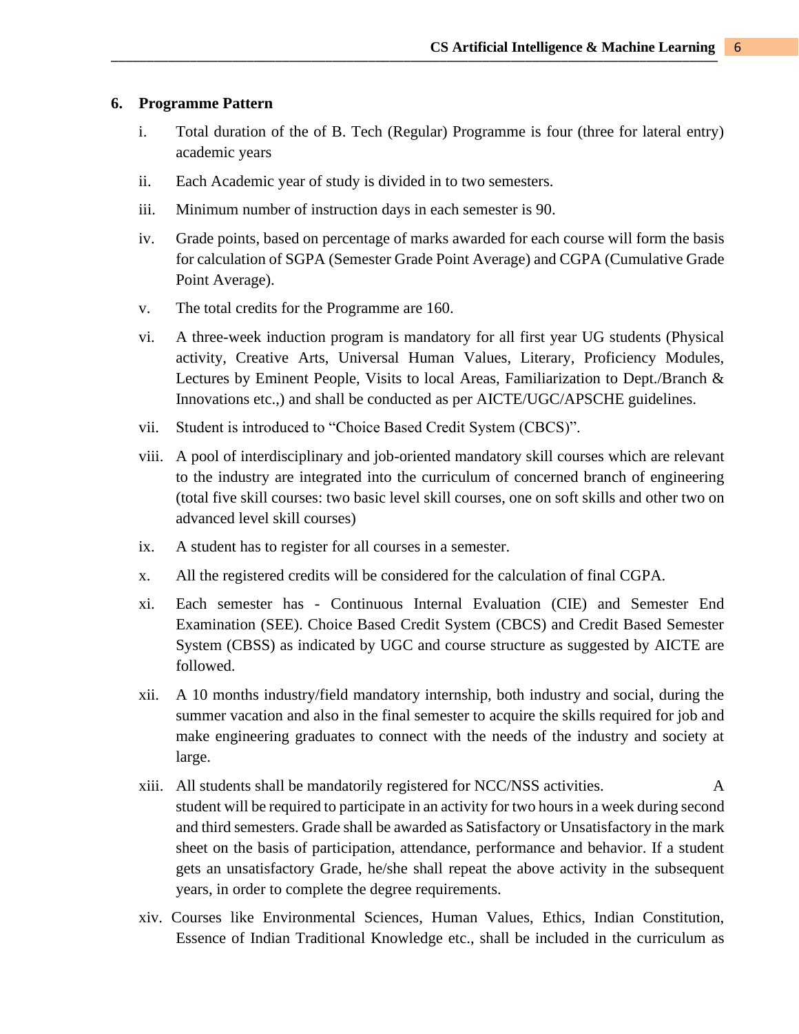## 6. Programme Pattern

i. Total duration of the of B. Tech (Regular) Programme is four (three for lateral entry) academic years

ii. Each Academic year of study is divided in to two semesters.

iii. Minimum number of instruction days in each semester is 90.

iv. Grade points, based on percentage of marks awarded for each course will form the basis for calculation of SGPA (Semester Grade Point Average) and CGPA (Cumulative Grade Point Average).

v. The total credits for the Programme are 160.

vi. A three-week induction program is mandatory for all first year UG students (Physical activity, Creative Arts, Universal Human Values, Literary, Proficiency Modules, Lectures by Eminent People, Visits to local Areas, Familiarization to Dept./Branch & Innovations etc.,) and shall be conducted as per AICTE/UGC/APSCHE guidelines.

vii. Student is introduced to "Choice Based Credit System (CBCS)".

viii. A pool of interdisciplinary and job-oriented mandatory skill courses which are relevant to the industry are integrated into the curriculum of concerned branch of engineering (total five skill courses: two basic level skill courses, one on soft skills and other two on advanced level skill courses)

ix. A student has to register for all courses in a semester.

x. All the registered credits will be considered for the calculation of final CGPA.

xi. Each semester has - Continuous Internal Evaluation (CIE) and Semester End Examination (SEE). Choice Based Credit System (CBCS) and Credit Based Semester System (CBSS) as indicated by UGC and course structure as suggested by AICTE are followed.

xii. A 10 months industry/field mandatory internship, both industry and social, during the summer vacation and also in the final semester to acquire the skills required for job and make engineering graduates to connect with the needs of the industry and society at large.

xiii. All students shall be mandatorily registered for NCC/NSS activities. A student will be required to participate in an activity for two hours in a week during second and third semesters. Grade shall be awarded as Satisfactory or Unsatisfactory in the mark sheet on the basis of participation, attendance, performance and behavior. If a student gets an unsatisfactory Grade, he/she shall repeat the above activity in the subsequent years, in order to complete the degree requirements.

xiv. Courses like Environmental Sciences, Human Values, Ethics, Indian Constitution, Essence of Indian Traditional Knowledge etc., shall be included in the curriculum as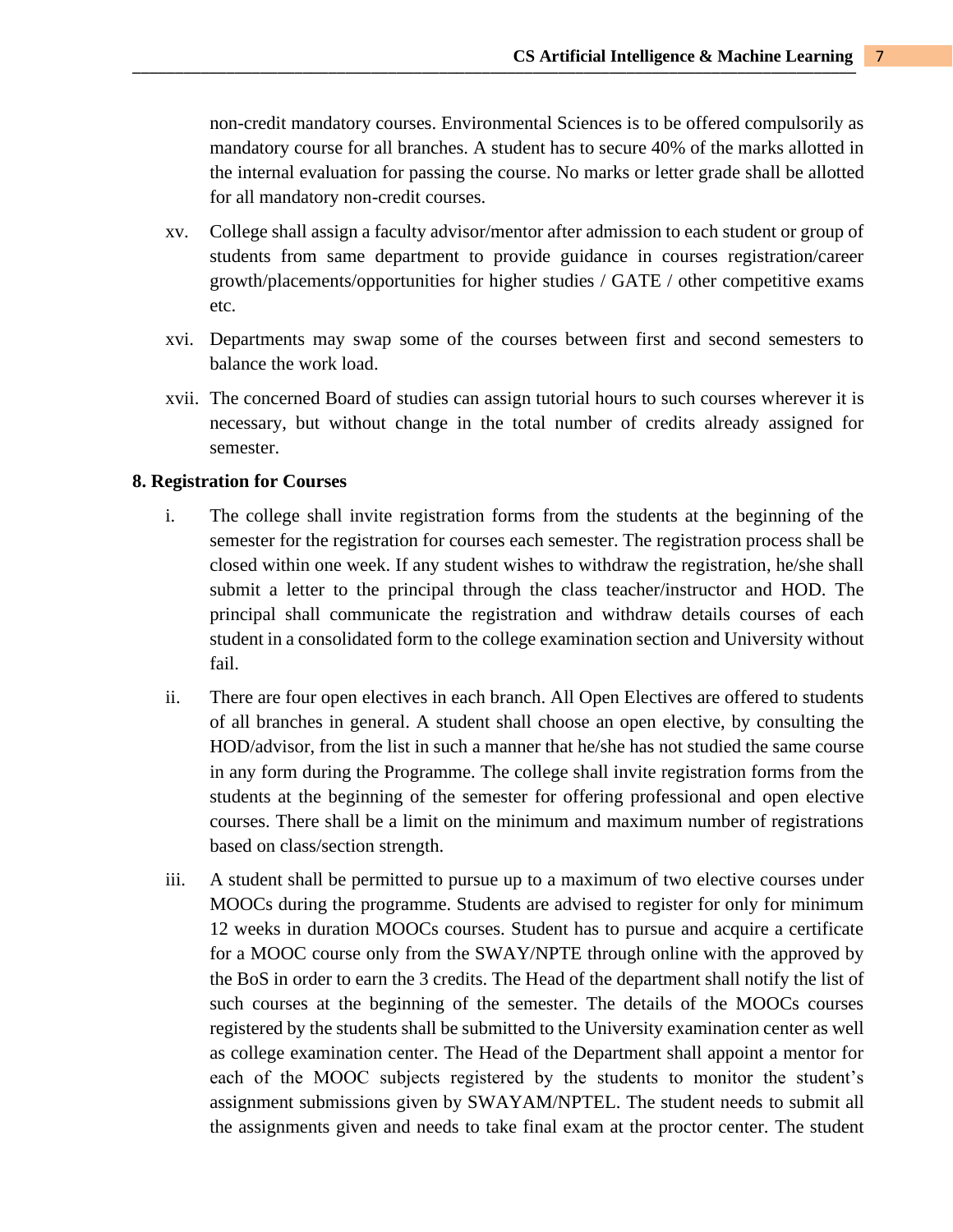non-credit mandatory courses. Environmental Sciences is to be offered compulsorily as mandatory course for all branches. A student has to secure 40% of the marks allotted in the internal evaluation for passing the course. No marks or letter grade shall be allotted for all mandatory non-credit courses.

xv. College shall assign a faculty advisor/mentor after admission to each student or group of students from same department to provide guidance in courses registration/career growth/placements/opportunities for higher studies / GATE / other competitive exams etc.

xvi. Departments may swap some of the courses between first and second semesters to balance the work load.

xvii. The concerned Board of studies can assign tutorial hours to such courses wherever it is necessary, but without change in the total number of credits already assigned for semester.

**8. Registration for Courses**

i. The college shall invite registration forms from the students at the beginning of the semester for the registration for courses each semester. The registration process shall be closed within one week. If any student wishes to withdraw the registration, he/she shall submit a letter to the principal through the class teacher/instructor and HOD. The principal shall communicate the registration and withdraw details courses of each student in a consolidated form to the college examination section and University without fail.

ii. There are four open electives in each branch. All Open Electives are offered to students of all branches in general. A student shall choose an open elective, by consulting the HOD/advisor, from the list in such a manner that he/she has not studied the same course in any form during the Programme. The college shall invite registration forms from the students at the beginning of the semester for offering professional and open elective courses. There shall be a limit on the minimum and maximum number of registrations based on class/section strength.

iii. A student shall be permitted to pursue up to a maximum of two elective courses under MOOCs during the programme. Students are advised to register for only for minimum 12 weeks in duration MOOCs courses. Student has to pursue and acquire a certificate for a MOOC course only from the SWAY/NPTE through online with the approved by the BoS in order to earn the 3 credits. The Head of the department shall notify the list of such courses at the beginning of the semester. The details of the MOOCs courses registered by the students shall be submitted to the University examination center as well as college examination center. The Head of the Department shall appoint a mentor for each of the MOOC subjects registered by the students to monitor the student's assignment submissions given by SWAYAM/NPTEL. The student needs to submit all the assignments given and needs to take final exam at the proctor center. The student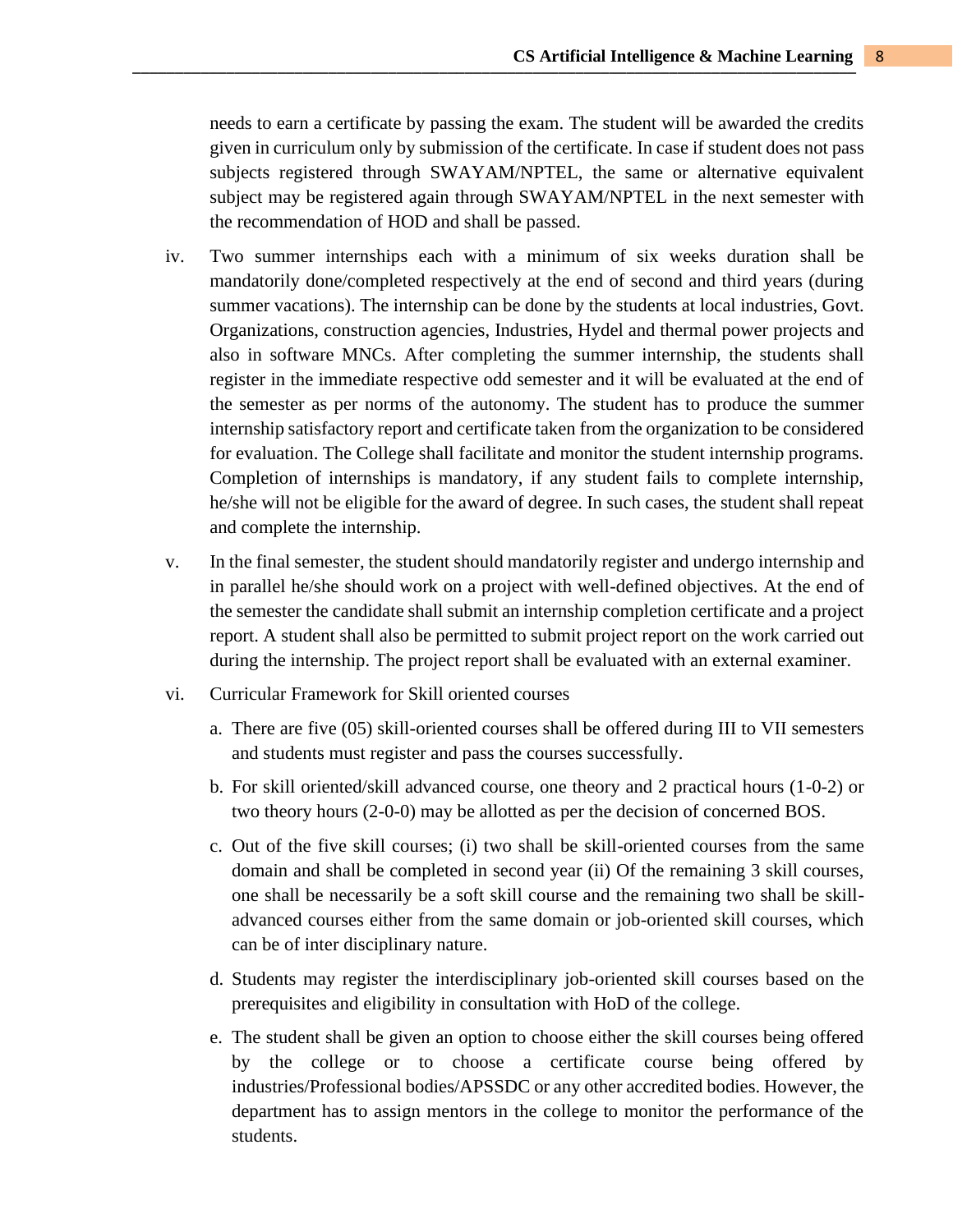needs to earn a certificate by passing the exam. The student will be awarded the credits given in curriculum only by submission of the certificate. In case if student does not pass subjects registered through SWAYAM/NPTEL, the same or alternative equivalent subject may be registered again through SWAYAM/NPTEL in the next semester with the recommendation of HOD and shall be passed.

iv. Two summer internships each with a minimum of six weeks duration shall be mandatorily done/completed respectively at the end of second and third years (during summer vacations). The internship can be done by the students at local industries, Govt. Organizations, construction agencies, Industries, Hydel and thermal power projects and also in software MNCs. After completing the summer internship, the students shall register in the immediate respective odd semester and it will be evaluated at the end of the semester as per norms of the autonomy. The student has to produce the summer internship satisfactory report and certificate taken from the organization to be considered for evaluation. The College shall facilitate and monitor the student internship programs. Completion of internships is mandatory, if any student fails to complete internship, he/she will not be eligible for the award of degree. In such cases, the student shall repeat and complete the internship.

v. In the final semester, the student should mandatorily register and undergo internship and in parallel he/she should work on a project with well-defined objectives. At the end of the semester the candidate shall submit an internship completion certificate and a project report. A student shall also be permitted to submit project report on the work carried out during the internship. The project report shall be evaluated with an external examiner.

vi. Curricular Framework for Skill oriented courses

a. There are five (05) skill-oriented courses shall be offered during III to VII semesters and students must register and pass the courses successfully.

b. For skill oriented/skill advanced course, one theory and 2 practical hours (1-0-2) or two theory hours (2-0-0) may be allotted as per the decision of concerned BOS.

c. Out of the five skill courses; (i) two shall be skill-oriented courses from the same domain and shall be completed in second year (ii) Of the remaining 3 skill courses, one shall be necessarily be a soft skill course and the remaining two shall be skill-advanced courses either from the same domain or job-oriented skill courses, which can be of inter disciplinary nature.

d. Students may register the interdisciplinary job-oriented skill courses based on the prerequisites and eligibility in consultation with HoD of the college.

e. The student shall be given an option to choose either the skill courses being offered by the college or to choose a certificate course being offered by industries/Professional bodies/APSSDC or any other accredited bodies. However, the department has to assign mentors in the college to monitor the performance of the students.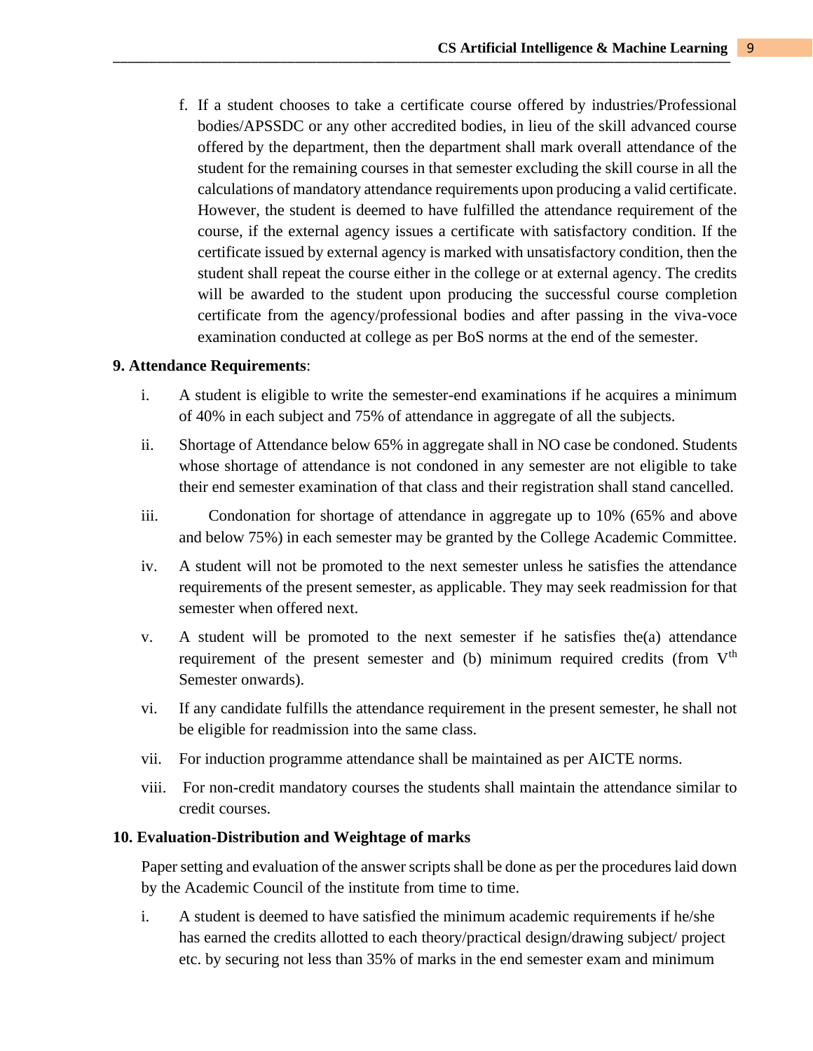f. If a student chooses to take a certificate course offered by industries/Professional bodies/APSSDC or any other accredited bodies, in lieu of the skill advanced course offered by the department, then the department shall mark overall attendance of the student for the remaining courses in that semester excluding the skill course in all the calculations of mandatory attendance requirements upon producing a valid certificate. However, the student is deemed to have fulfilled the attendance requirement of the course, if the external agency issues a certificate with satisfactory condition. If the certificate issued by external agency is marked with unsatisfactory condition, then the student shall repeat the course either in the college or at external agency. The credits will be awarded to the student upon producing the successful course completion certificate from the agency/professional bodies and after passing in the viva-voce examination conducted at college as per BoS norms at the end of the semester.

**9. Attendance Requirements**:

i. A student is eligible to write the semester-end examinations if he acquires a minimum of 40% in each subject and 75% of attendance in aggregate of all the subjects.

ii. Shortage of Attendance below 65% in aggregate shall in NO case be condoned. Students whose shortage of attendance is not condoned in any semester are not eligible to take their end semester examination of that class and their registration shall stand cancelled.

iii. Condonation for shortage of attendance in aggregate up to 10% (65% and above and below 75%) in each semester may be granted by the College Academic Committee.

iv. A student will not be promoted to the next semester unless he satisfies the attendance requirements of the present semester, as applicable. They may seek readmission for that semester when offered next.

v. A student will be promoted to the next semester if he satisfies the(a) attendance requirement of the present semester and (b) minimum required credits (from V$^{th}$ Semester onwards).

vi. If any candidate fulfills the attendance requirement in the present semester, he shall not be eligible for readmission into the same class.

vii. For induction programme attendance shall be maintained as per AICTE norms.

viii. For non-credit mandatory courses the students shall maintain the attendance similar to credit courses.

**10. Evaluation-Distribution and Weightage of marks**

Paper setting and evaluation of the answer scripts shall be done as per the procedures laid down by the Academic Council of the institute from time to time.

i. A student is deemed to have satisfied the minimum academic requirements if he/she has earned the credits allotted to each theory/practical design/drawing subject/ project etc. by securing not less than 35% of marks in the end semester exam and minimum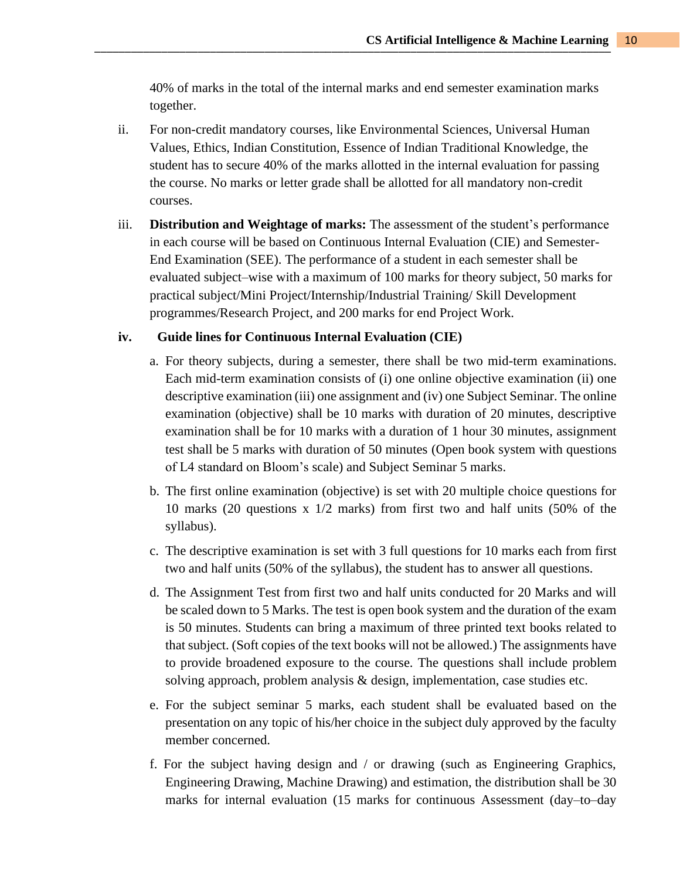40% of marks in the total of the internal marks and end semester examination marks together.

ii. For non-credit mandatory courses, like Environmental Sciences, Universal Human Values, Ethics, Indian Constitution, Essence of Indian Traditional Knowledge, the student has to secure 40% of the marks allotted in the internal evaluation for passing the course. No marks or letter grade shall be allotted for all mandatory non-credit courses.

iii. **Distribution and Weightage of marks:** The assessment of the student's performance in each course will be based on Continuous Internal Evaluation (CIE) and Semester-End Examination (SEE). The performance of a student in each semester shall be evaluated subject–wise with a maximum of 100 marks for theory subject, 50 marks for practical subject/Mini Project/Internship/Industrial Training/ Skill Development programmes/Research Project, and 200 marks for end Project Work.

**iv. Guide lines for Continuous Internal Evaluation (CIE)**

a. For theory subjects, during a semester, there shall be two mid-term examinations. Each mid-term examination consists of (i) one online objective examination (ii) one descriptive examination (iii) one assignment and (iv) one Subject Seminar. The online examination (objective) shall be 10 marks with duration of 20 minutes, descriptive examination shall be for 10 marks with a duration of 1 hour 30 minutes, assignment test shall be 5 marks with duration of 50 minutes (Open book system with questions of L4 standard on Bloom's scale) and Subject Seminar 5 marks.

b. The first online examination (objective) is set with 20 multiple choice questions for 10 marks (20 questions x 1/2 marks) from first two and half units (50% of the syllabus).

c. The descriptive examination is set with 3 full questions for 10 marks each from first two and half units (50% of the syllabus), the student has to answer all questions.

d. The Assignment Test from first two and half units conducted for 20 Marks and will be scaled down to 5 Marks. The test is open book system and the duration of the exam is 50 minutes. Students can bring a maximum of three printed text books related to that subject. (Soft copies of the text books will not be allowed.) The assignments have to provide broadened exposure to the course. The questions shall include problem solving approach, problem analysis & design, implementation, case studies etc.

e. For the subject seminar 5 marks, each student shall be evaluated based on the presentation on any topic of his/her choice in the subject duly approved by the faculty member concerned.

f. For the subject having design and / or drawing (such as Engineering Graphics, Engineering Drawing, Machine Drawing) and estimation, the distribution shall be 30 marks for internal evaluation (15 marks for continuous Assessment (day–to–day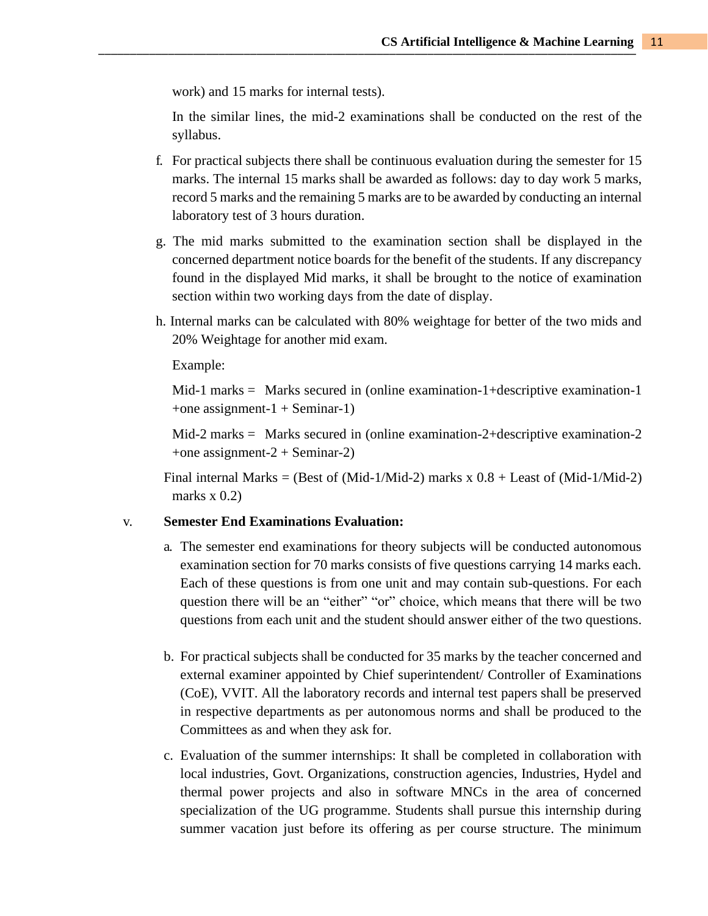work) and 15 marks for internal tests).

In the similar lines, the mid-2 examinations shall be conducted on the rest of the syllabus.

f. For practical subjects there shall be continuous evaluation during the semester for 15 marks. The internal 15 marks shall be awarded as follows: day to day work 5 marks, record 5 marks and the remaining 5 marks are to be awarded by conducting an internal laboratory test of 3 hours duration.

g. The mid marks submitted to the examination section shall be displayed in the concerned department notice boards for the benefit of the students. If any discrepancy found in the displayed Mid marks, it shall be brought to the notice of examination section within two working days from the date of display.

h. Internal marks can be calculated with 80% weightage for better of the two mids and 20% Weightage for another mid exam.

Example:

Mid-1 marks = Marks secured in (online examination-1+descriptive examination-1 +one assignment-1 + Seminar-1)

Mid-2 marks = Marks secured in (online examination-2+descriptive examination-2 +one assignment-2 + Seminar-2)

Final internal Marks = (Best of (Mid-1/Mid-2) marks x 0.8 + Least of (Mid-1/Mid-2) marks x 0.2)

v. **Semester End Examinations Evaluation:**

a. The semester end examinations for theory subjects will be conducted autonomous examination section for 70 marks consists of five questions carrying 14 marks each. Each of these questions is from one unit and may contain sub-questions. For each question there will be an "either" "or" choice, which means that there will be two questions from each unit and the student should answer either of the two questions.

b. For practical subjects shall be conducted for 35 marks by the teacher concerned and external examiner appointed by Chief superintendent/ Controller of Examinations (CoE), VVIT. All the laboratory records and internal test papers shall be preserved in respective departments as per autonomous norms and shall be produced to the Committees as and when they ask for.

c. Evaluation of the summer internships: It shall be completed in collaboration with local industries, Govt. Organizations, construction agencies, Industries, Hydel and thermal power projects and also in software MNCs in the area of concerned specialization of the UG programme. Students shall pursue this internship during summer vacation just before its offering as per course structure. The minimum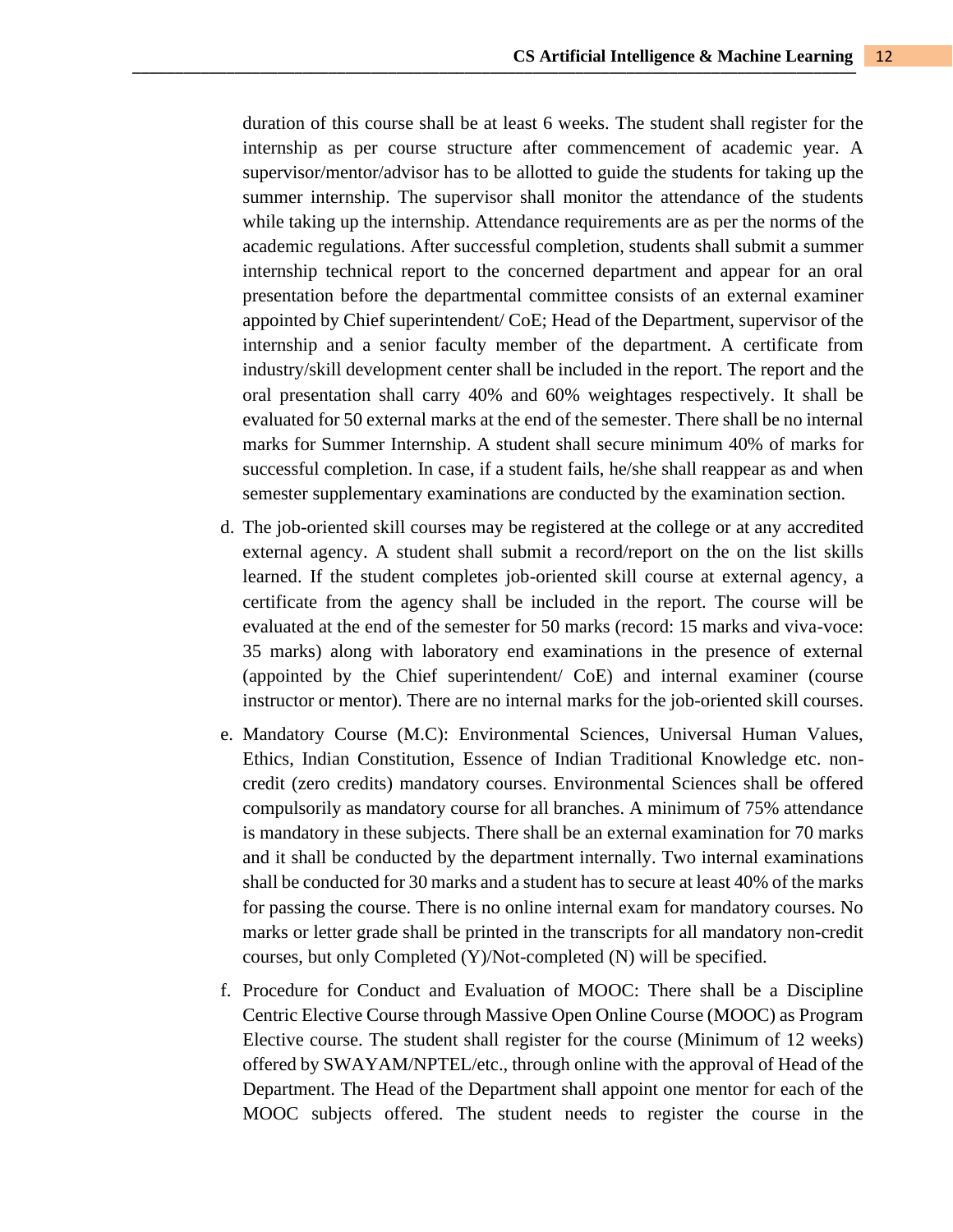duration of this course shall be at least 6 weeks. The student shall register for the internship as per course structure after commencement of academic year. A supervisor/mentor/advisor has to be allotted to guide the students for taking up the summer internship. The supervisor shall monitor the attendance of the students while taking up the internship. Attendance requirements are as per the norms of the academic regulations. After successful completion, students shall submit a summer internship technical report to the concerned department and appear for an oral presentation before the departmental committee consists of an external examiner appointed by Chief superintendent/ CoE; Head of the Department, supervisor of the internship and a senior faculty member of the department. A certificate from industry/skill development center shall be included in the report. The report and the oral presentation shall carry 40% and 60% weightages respectively. It shall be evaluated for 50 external marks at the end of the semester. There shall be no internal marks for Summer Internship. A student shall secure minimum 40% of marks for successful completion. In case, if a student fails, he/she shall reappear as and when semester supplementary examinations are conducted by the examination section.

d. The job-oriented skill courses may be registered at the college or at any accredited external agency. A student shall submit a record/report on the on the list skills learned. If the student completes job-oriented skill course at external agency, a certificate from the agency shall be included in the report. The course will be evaluated at the end of the semester for 50 marks (record: 15 marks and viva-voce: 35 marks) along with laboratory end examinations in the presence of external (appointed by the Chief superintendent/ CoE) and internal examiner (course instructor or mentor). There are no internal marks for the job-oriented skill courses.

e. Mandatory Course (M.C): Environmental Sciences, Universal Human Values, Ethics, Indian Constitution, Essence of Indian Traditional Knowledge etc. non-credit (zero credits) mandatory courses. Environmental Sciences shall be offered compulsorily as mandatory course for all branches. A minimum of 75% attendance is mandatory in these subjects. There shall be an external examination for 70 marks and it shall be conducted by the department internally. Two internal examinations shall be conducted for 30 marks and a student has to secure at least 40% of the marks for passing the course. There is no online internal exam for mandatory courses. No marks or letter grade shall be printed in the transcripts for all mandatory non-credit courses, but only Completed (Y)/Not-completed (N) will be specified.

f. Procedure for Conduct and Evaluation of MOOC: There shall be a Discipline Centric Elective Course through Massive Open Online Course (MOOC) as Program Elective course. The student shall register for the course (Minimum of 12 weeks) offered by SWAYAM/NPTEL/etc., through online with the approval of Head of the Department. The Head of the Department shall appoint one mentor for each of the MOOC subjects offered. The student needs to register the course in the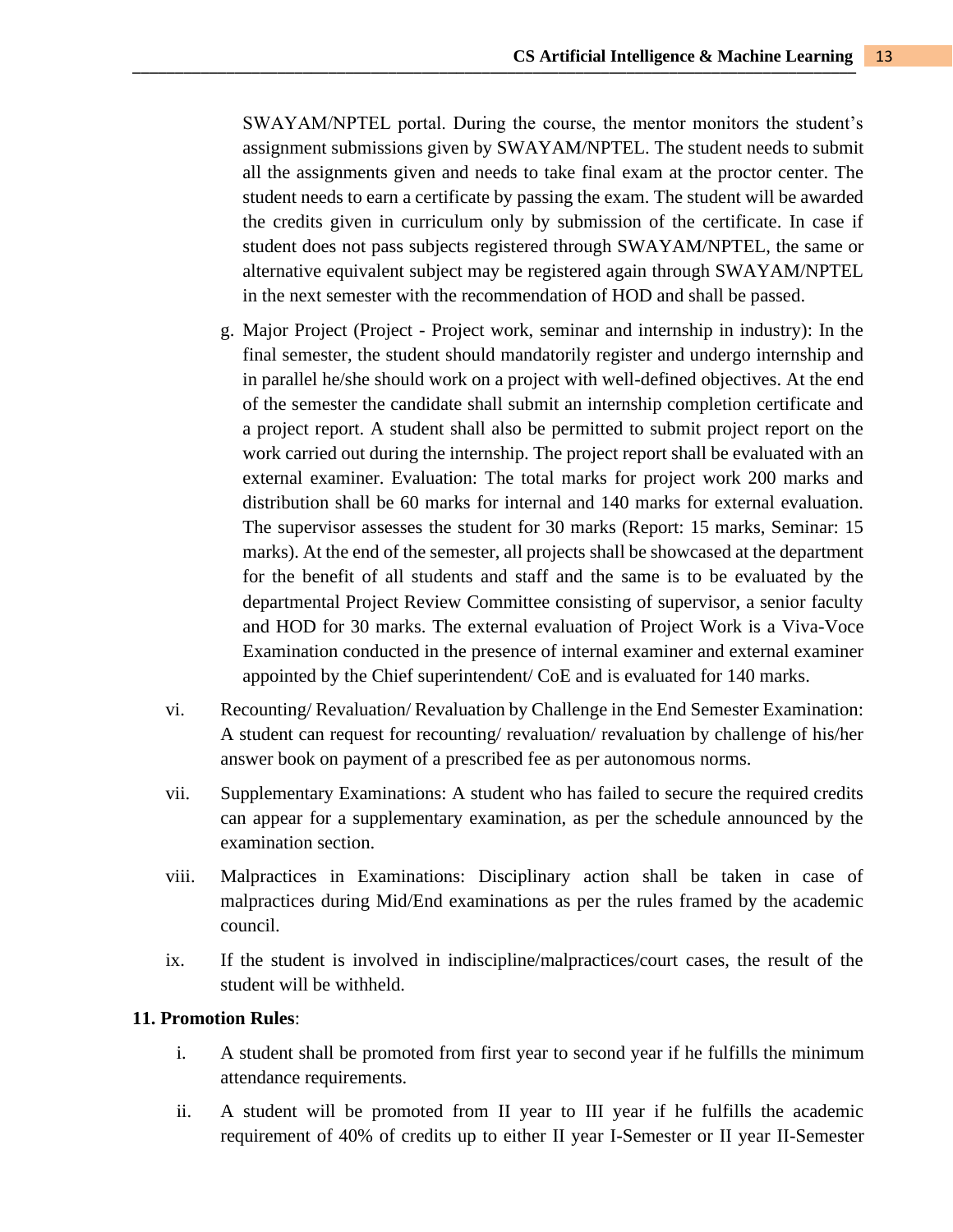SWAYAM/NPTEL portal. During the course, the mentor monitors the student's assignment submissions given by SWAYAM/NPTEL. The student needs to submit all the assignments given and needs to take final exam at the proctor center. The student needs to earn a certificate by passing the exam. The student will be awarded the credits given in curriculum only by submission of the certificate. In case if student does not pass subjects registered through SWAYAM/NPTEL, the same or alternative equivalent subject may be registered again through SWAYAM/NPTEL in the next semester with the recommendation of HOD and shall be passed.

g. Major Project (Project - Project work, seminar and internship in industry): In the final semester, the student should mandatorily register and undergo internship and in parallel he/she should work on a project with well-defined objectives. At the end of the semester the candidate shall submit an internship completion certificate and a project report. A student shall also be permitted to submit project report on the work carried out during the internship. The project report shall be evaluated with an external examiner. Evaluation: The total marks for project work 200 marks and distribution shall be 60 marks for internal and 140 marks for external evaluation. The supervisor assesses the student for 30 marks (Report: 15 marks, Seminar: 15 marks). At the end of the semester, all projects shall be showcased at the department for the benefit of all students and staff and the same is to be evaluated by the departmental Project Review Committee consisting of supervisor, a senior faculty and HOD for 30 marks. The external evaluation of Project Work is a Viva-Voce Examination conducted in the presence of internal examiner and external examiner appointed by the Chief superintendent/ CoE and is evaluated for 140 marks.

vi. Recounting/ Revaluation/ Revaluation by Challenge in the End Semester Examination: A student can request for recounting/ revaluation/ revaluation by challenge of his/her answer book on payment of a prescribed fee as per autonomous norms.

vii. Supplementary Examinations: A student who has failed to secure the required credits can appear for a supplementary examination, as per the schedule announced by the examination section.

viii. Malpractices in Examinations: Disciplinary action shall be taken in case of malpractices during Mid/End examinations as per the rules framed by the academic council.

ix. If the student is involved in indiscipline/malpractices/court cases, the result of the student will be withheld.

**11. Promotion Rules**:

i. A student shall be promoted from first year to second year if he fulfills the minimum attendance requirements.

ii. A student will be promoted from II year to III year if he fulfills the academic requirement of 40% of credits up to either II year I-Semester or II year II-Semester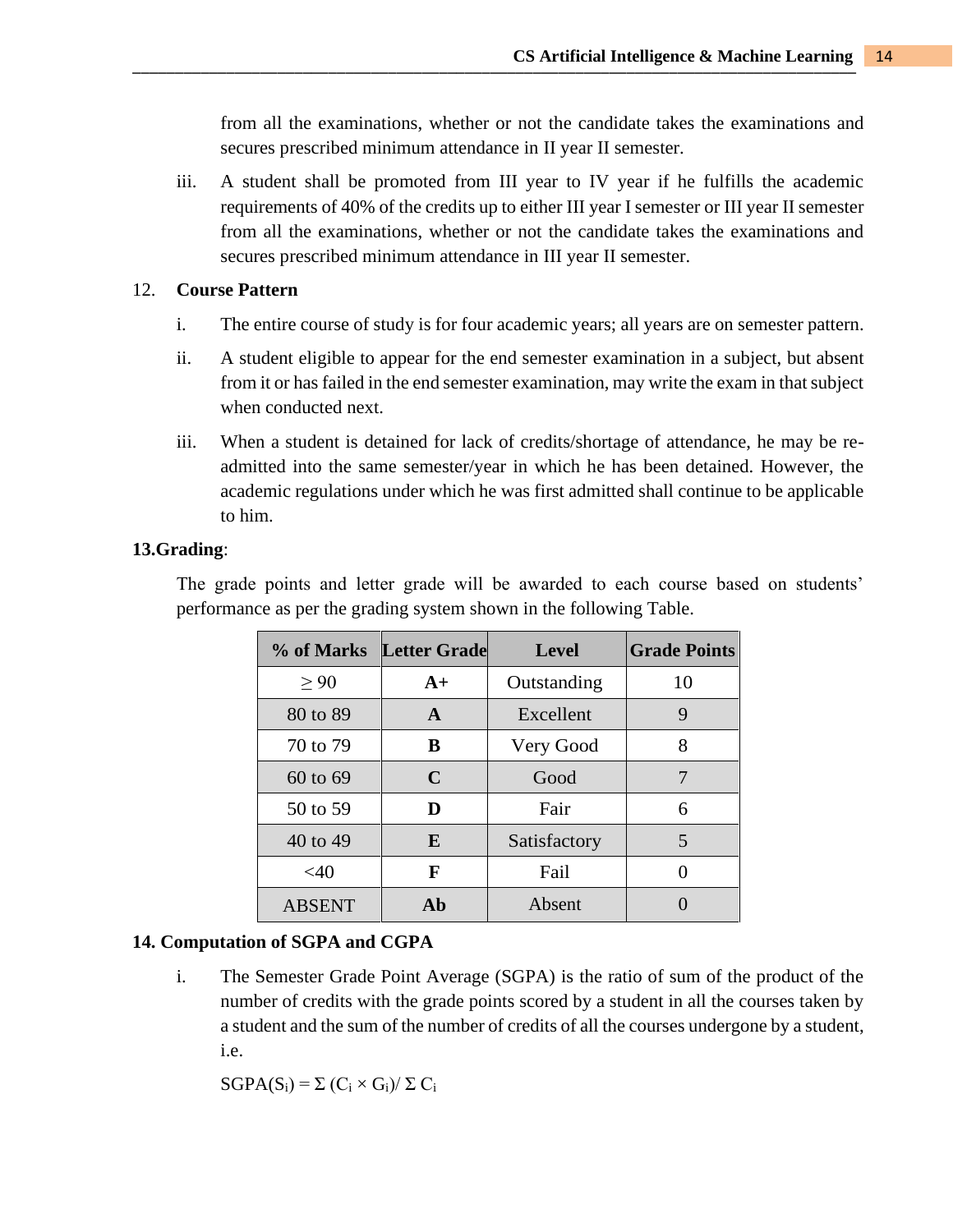from all the examinations, whether or not the candidate takes the examinations and secures prescribed minimum attendance in II year II semester.

iii. A student shall be promoted from III year to IV year if he fulfills the academic requirements of 40% of the credits up to either III year I semester or III year II semester from all the examinations, whether or not the candidate takes the examinations and secures prescribed minimum attendance in III year II semester.

12. **Course Pattern**

i. The entire course of study is for four academic years; all years are on semester pattern.

ii. A student eligible to appear for the end semester examination in a subject, but absent from it or has failed in the end semester examination, may write the exam in that subject when conducted next.

iii. When a student is detained for lack of credits/shortage of attendance, he may be re-admitted into the same semester/year in which he has been detained. However, the academic regulations under which he was first admitted shall continue to be applicable to him.

**13.Grading**:

The grade points and letter grade will be awarded to each course based on students' performance as per the grading system shown in the following Table.

| % of Marks | Letter Grade | Level | Grade Points |
|---|---|---|---|
| ≥ 90 | **A+** | Outstanding | 10 |
| 80 to 89 | **A** | Excellent | 9 |
| 70 to 79 | **B** | Very Good | 8 |
| 60 to 69 | **C** | Good | 7 |
| 50 to 59 | **D** | Fair | 6 |
| 40 to 49 | **E** | Satisfactory | 5 |
| <40 | **F** | Fail | 0 |
| ABSENT | **Ab** | Absent | 0 |

**14. Computation of SGPA and CGPA**

i. The Semester Grade Point Average (SGPA) is the ratio of sum of the product of the number of credits with the grade points scored by a student in all the courses taken by a student and the sum of the number of credits of all the courses undergone by a student, i.e.

$SGPA(S_i) = \Sigma (C_i \times G_i) / \Sigma C_i$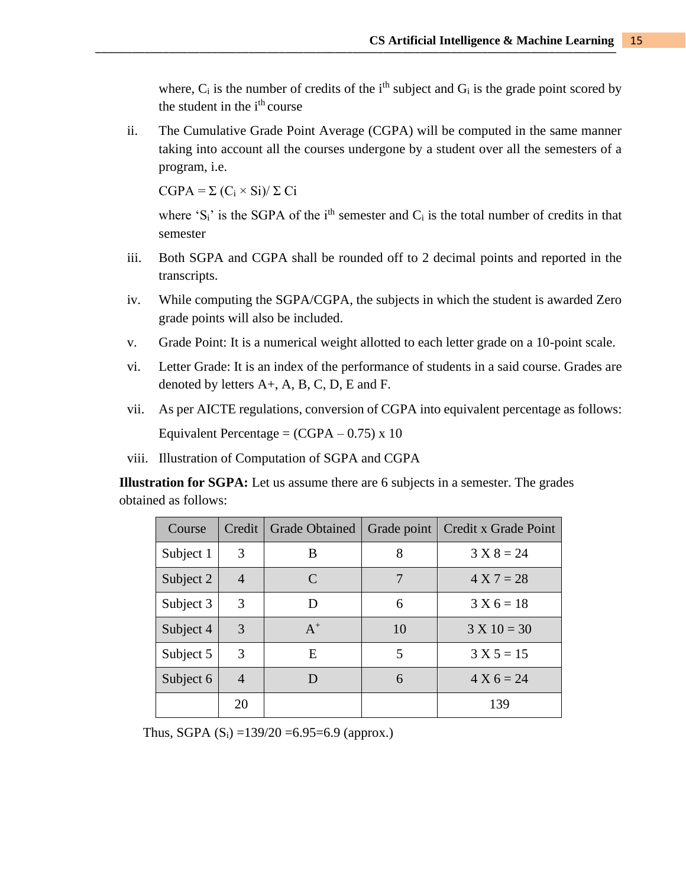where, $C_i$ is the number of credits of the $i^{th}$ subject and $G_i$ is the grade point scored by the student in the $i^{th}$ course

ii. The Cumulative Grade Point Average (CGPA) will be computed in the same manner taking into account all the courses undergone by a student over all the semesters of a program, i.e.

$$CGPA = \Sigma (C_i \times Si) / \Sigma Ci$$

where '$S_i$' is the SGPA of the $i^{th}$ semester and $C_i$ is the total number of credits in that semester

iii. Both SGPA and CGPA shall be rounded off to 2 decimal points and reported in the transcripts.

iv. While computing the SGPA/CGPA, the subjects in which the student is awarded Zero grade points will also be included.

v. Grade Point: It is a numerical weight allotted to each letter grade on a 10-point scale.

vi. Letter Grade: It is an index of the performance of students in a said course. Grades are denoted by letters A+, A, B, C, D, E and F.

vii. As per AICTE regulations, conversion of CGPA into equivalent percentage as follows:

Equivalent Percentage = (CGPA – 0.75) x 10

viii. Illustration of Computation of SGPA and CGPA

**Illustration for SGPA:** Let us assume there are 6 subjects in a semester. The grades obtained as follows:

| Course | Credit | Grade Obtained | Grade point | Credit x Grade Point |
|---|---|---|---|---|
| Subject 1 | 3 | B | 8 | 3 X 8 = 24 |
| Subject 2 | 4 | C | 7 | 4 X 7 = 28 |
| Subject 3 | 3 | D | 6 | 3 X 6 = 18 |
| Subject 4 | 3 | $A^+$ | 10 | 3 X 10 = 30 |
| Subject 5 | 3 | E | 5 | 3 X 5 = 15 |
| Subject 6 | 4 | D | 6 | 4 X 6 = 24 |
| | 20 | | | 139 |

Thus, SGPA ($S_i$) =139/20 =6.95=6.9 (approx.)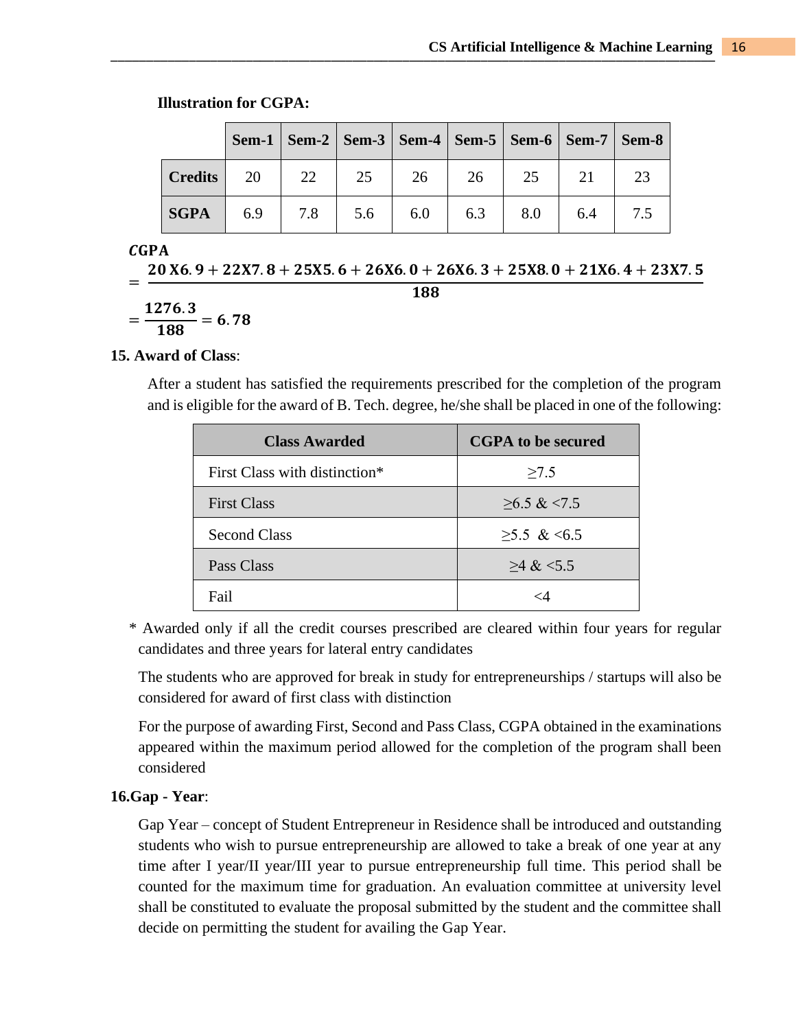**Illustration for CGPA:**

| | Sem-1 | Sem-2 | Sem-3 | Sem-4 | Sem-5 | Sem-6 | Sem-7 | Sem-8 |
|---|---|---|---|---|---|---|---|---|
| **Credits** | 20 | 22 | 25 | 26 | 26 | 25 | 21 | 23 |
| **SGPA** | 6.9 | 7.8 | 5.6 | 6.0 | 6.3 | 8.0 | 6.4 | 7.5 |

$$\boldsymbol{CGPA} = \frac{\mathbf{20\,X6.9 + 22X7.8 + 25X5.6 + 26X6.0 + 26X6.3 + 25X8.0 + 21X6.4 + 23X7.5}}{\mathbf{188}}$$

$$= \frac{\mathbf{1276.3}}{\mathbf{188}} = \mathbf{6.78}$$

**15. Award of Class**:

After a student has satisfied the requirements prescribed for the completion of the program and is eligible for the award of B. Tech. degree, he/she shall be placed in one of the following:

| Class Awarded | CGPA to be secured |
|---|---|
| First Class with distinction* | ≥7.5 |
| First Class | ≥6.5 & <7.5 |
| Second Class | ≥5.5 & <6.5 |
| Pass Class | ≥4 & <5.5 |
| Fail | <4 |

\* Awarded only if all the credit courses prescribed are cleared within four years for regular candidates and three years for lateral entry candidates

The students who are approved for break in study for entrepreneurships / startups will also be considered for award of first class with distinction

For the purpose of awarding First, Second and Pass Class, CGPA obtained in the examinations appeared within the maximum period allowed for the completion of the program shall been considered

**16.Gap - Year**:

Gap Year – concept of Student Entrepreneur in Residence shall be introduced and outstanding students who wish to pursue entrepreneurship are allowed to take a break of one year at any time after I year/II year/III year to pursue entrepreneurship full time. This period shall be counted for the maximum time for graduation. An evaluation committee at university level shall be constituted to evaluate the proposal submitted by the student and the committee shall decide on permitting the student for availing the Gap Year.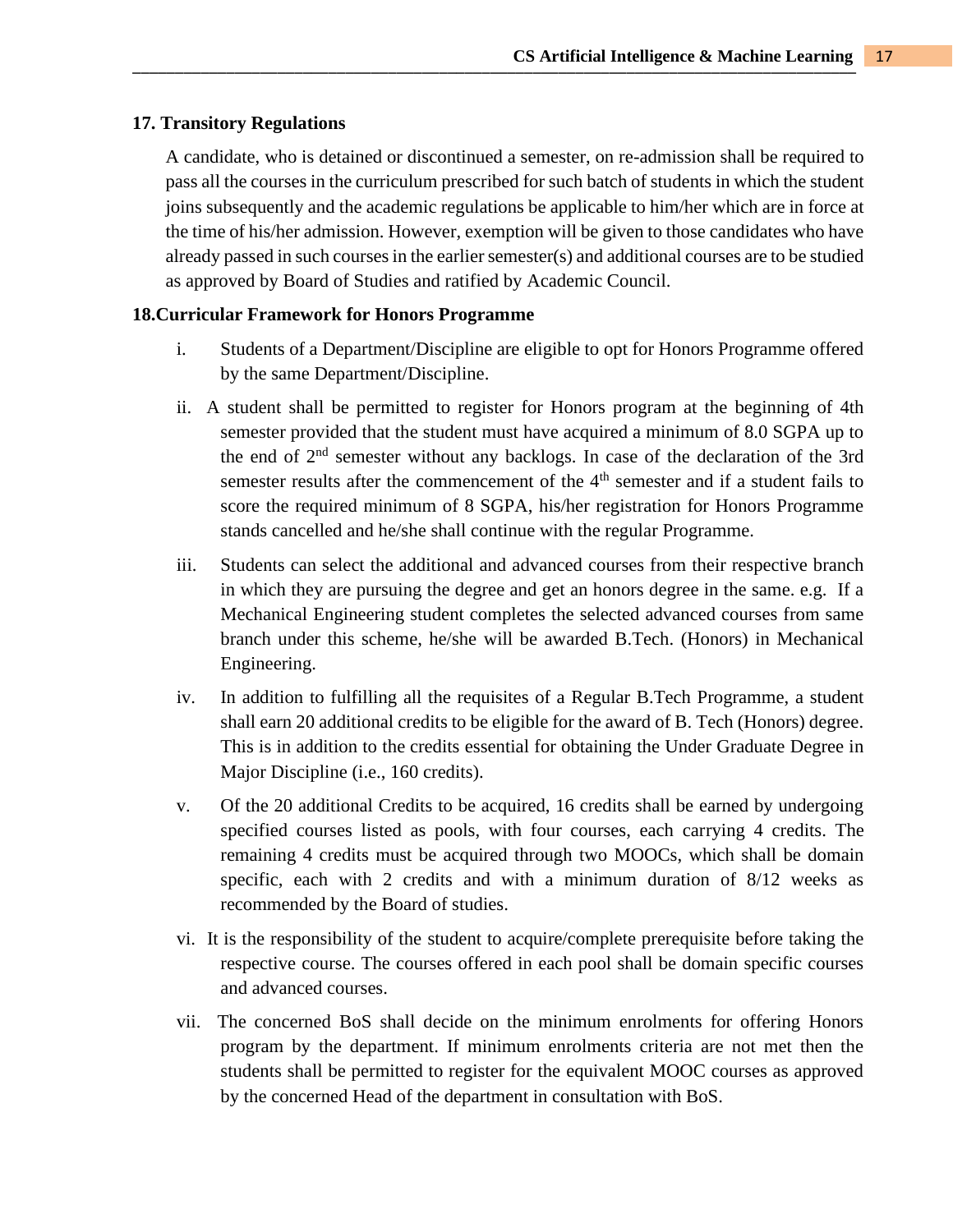## 17. Transitory Regulations

A candidate, who is detained or discontinued a semester, on re-admission shall be required to pass all the courses in the curriculum prescribed for such batch of students in which the student joins subsequently and the academic regulations be applicable to him/her which are in force at the time of his/her admission. However, exemption will be given to those candidates who have already passed in such courses in the earlier semester(s) and additional courses are to be studied as approved by Board of Studies and ratified by Academic Council.

## 18.Curricular Framework for Honors Programme

i. Students of a Department/Discipline are eligible to opt for Honors Programme offered by the same Department/Discipline.

ii. A student shall be permitted to register for Honors program at the beginning of 4th semester provided that the student must have acquired a minimum of 8.0 SGPA up to the end of 2nd semester without any backlogs. In case of the declaration of the 3rd semester results after the commencement of the 4th semester and if a student fails to score the required minimum of 8 SGPA, his/her registration for Honors Programme stands cancelled and he/she shall continue with the regular Programme.

iii. Students can select the additional and advanced courses from their respective branch in which they are pursuing the degree and get an honors degree in the same. e.g. If a Mechanical Engineering student completes the selected advanced courses from same branch under this scheme, he/she will be awarded B.Tech. (Honors) in Mechanical Engineering.

iv. In addition to fulfilling all the requisites of a Regular B.Tech Programme, a student shall earn 20 additional credits to be eligible for the award of B. Tech (Honors) degree. This is in addition to the credits essential for obtaining the Under Graduate Degree in Major Discipline (i.e., 160 credits).

v. Of the 20 additional Credits to be acquired, 16 credits shall be earned by undergoing specified courses listed as pools, with four courses, each carrying 4 credits. The remaining 4 credits must be acquired through two MOOCs, which shall be domain specific, each with 2 credits and with a minimum duration of 8/12 weeks as recommended by the Board of studies.

vi. It is the responsibility of the student to acquire/complete prerequisite before taking the respective course. The courses offered in each pool shall be domain specific courses and advanced courses.

vii. The concerned BoS shall decide on the minimum enrolments for offering Honors program by the department. If minimum enrolments criteria are not met then the students shall be permitted to register for the equivalent MOOC courses as approved by the concerned Head of the department in consultation with BoS.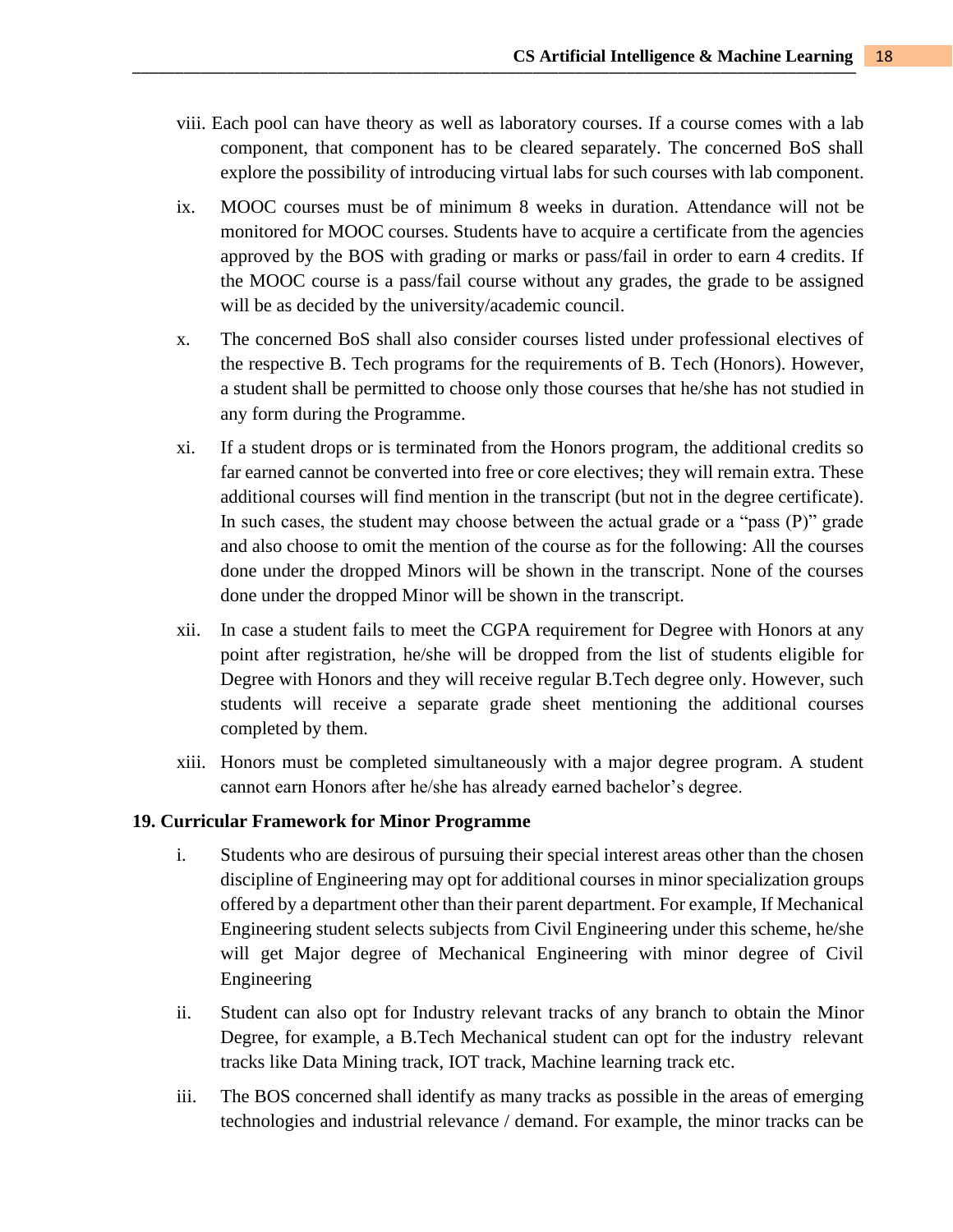viii. Each pool can have theory as well as laboratory courses. If a course comes with a lab component, that component has to be cleared separately. The concerned BoS shall explore the possibility of introducing virtual labs for such courses with lab component.

ix. MOOC courses must be of minimum 8 weeks in duration. Attendance will not be monitored for MOOC courses. Students have to acquire a certificate from the agencies approved by the BOS with grading or marks or pass/fail in order to earn 4 credits. If the MOOC course is a pass/fail course without any grades, the grade to be assigned will be as decided by the university/academic council.

x. The concerned BoS shall also consider courses listed under professional electives of the respective B. Tech programs for the requirements of B. Tech (Honors). However, a student shall be permitted to choose only those courses that he/she has not studied in any form during the Programme.

xi. If a student drops or is terminated from the Honors program, the additional credits so far earned cannot be converted into free or core electives; they will remain extra. These additional courses will find mention in the transcript (but not in the degree certificate). In such cases, the student may choose between the actual grade or a "pass (P)" grade and also choose to omit the mention of the course as for the following: All the courses done under the dropped Minors will be shown in the transcript. None of the courses done under the dropped Minor will be shown in the transcript.

xii. In case a student fails to meet the CGPA requirement for Degree with Honors at any point after registration, he/she will be dropped from the list of students eligible for Degree with Honors and they will receive regular B.Tech degree only. However, such students will receive a separate grade sheet mentioning the additional courses completed by them.

xiii. Honors must be completed simultaneously with a major degree program. A student cannot earn Honors after he/she has already earned bachelor's degree.

**19. Curricular Framework for Minor Programme**

i. Students who are desirous of pursuing their special interest areas other than the chosen discipline of Engineering may opt for additional courses in minor specialization groups offered by a department other than their parent department. For example, If Mechanical Engineering student selects subjects from Civil Engineering under this scheme, he/she will get Major degree of Mechanical Engineering with minor degree of Civil Engineering

ii. Student can also opt for Industry relevant tracks of any branch to obtain the Minor Degree, for example, a B.Tech Mechanical student can opt for the industry relevant tracks like Data Mining track, IOT track, Machine learning track etc.

iii. The BOS concerned shall identify as many tracks as possible in the areas of emerging technologies and industrial relevance / demand. For example, the minor tracks can be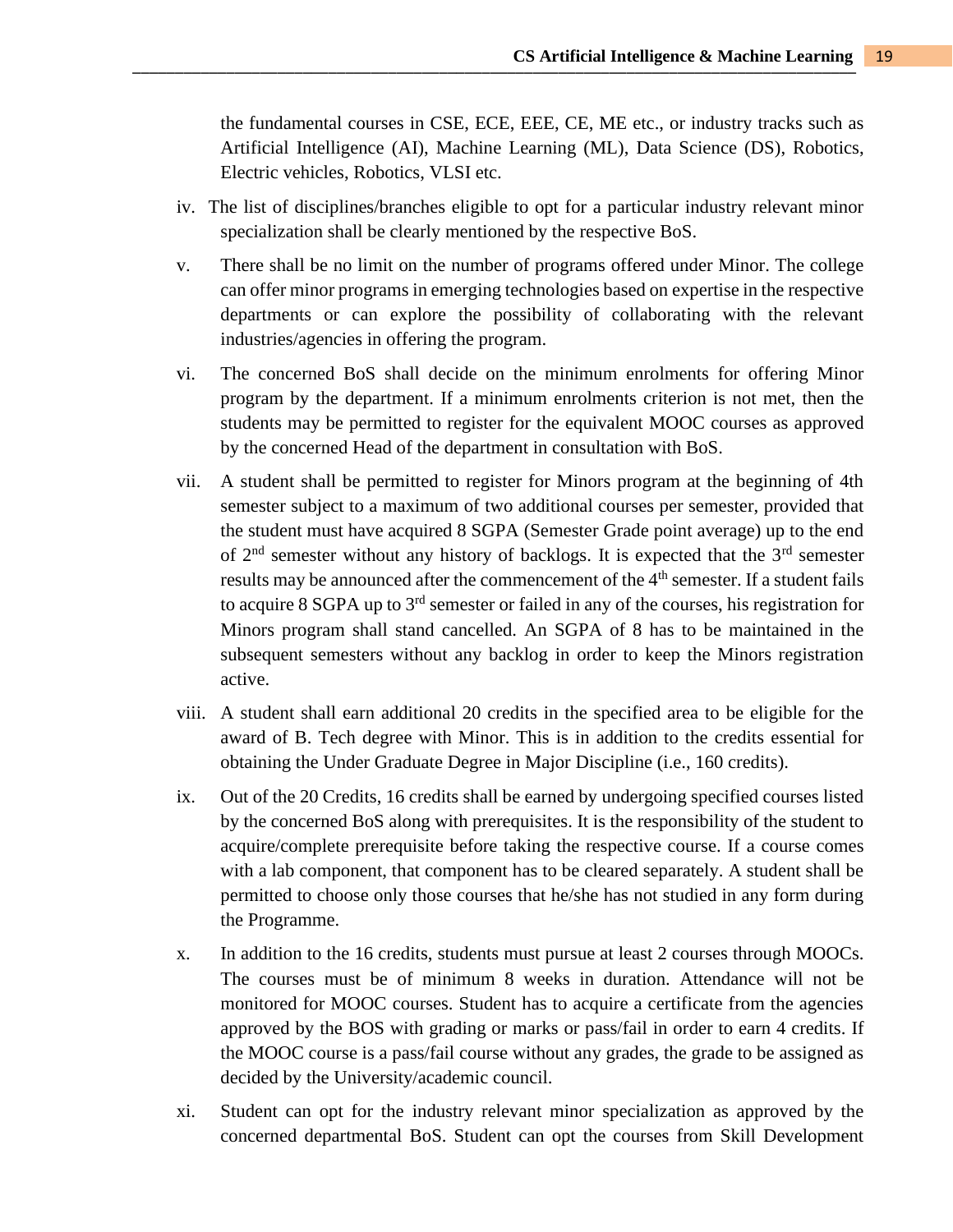the fundamental courses in CSE, ECE, EEE, CE, ME etc., or industry tracks such as Artificial Intelligence (AI), Machine Learning (ML), Data Science (DS), Robotics, Electric vehicles, Robotics, VLSI etc.

iv. The list of disciplines/branches eligible to opt for a particular industry relevant minor specialization shall be clearly mentioned by the respective BoS.

v. There shall be no limit on the number of programs offered under Minor. The college can offer minor programs in emerging technologies based on expertise in the respective departments or can explore the possibility of collaborating with the relevant industries/agencies in offering the program.

vi. The concerned BoS shall decide on the minimum enrolments for offering Minor program by the department. If a minimum enrolments criterion is not met, then the students may be permitted to register for the equivalent MOOC courses as approved by the concerned Head of the department in consultation with BoS.

vii. A student shall be permitted to register for Minors program at the beginning of 4th semester subject to a maximum of two additional courses per semester, provided that the student must have acquired 8 SGPA (Semester Grade point average) up to the end of 2nd semester without any history of backlogs. It is expected that the 3rd semester results may be announced after the commencement of the 4th semester. If a student fails to acquire 8 SGPA up to 3rd semester or failed in any of the courses, his registration for Minors program shall stand cancelled. An SGPA of 8 has to be maintained in the subsequent semesters without any backlog in order to keep the Minors registration active.

viii. A student shall earn additional 20 credits in the specified area to be eligible for the award of B. Tech degree with Minor. This is in addition to the credits essential for obtaining the Under Graduate Degree in Major Discipline (i.e., 160 credits).

ix. Out of the 20 Credits, 16 credits shall be earned by undergoing specified courses listed by the concerned BoS along with prerequisites. It is the responsibility of the student to acquire/complete prerequisite before taking the respective course. If a course comes with a lab component, that component has to be cleared separately. A student shall be permitted to choose only those courses that he/she has not studied in any form during the Programme.

x. In addition to the 16 credits, students must pursue at least 2 courses through MOOCs. The courses must be of minimum 8 weeks in duration. Attendance will not be monitored for MOOC courses. Student has to acquire a certificate from the agencies approved by the BOS with grading or marks or pass/fail in order to earn 4 credits. If the MOOC course is a pass/fail course without any grades, the grade to be assigned as decided by the University/academic council.

xi. Student can opt for the industry relevant minor specialization as approved by the concerned departmental BoS. Student can opt the courses from Skill Development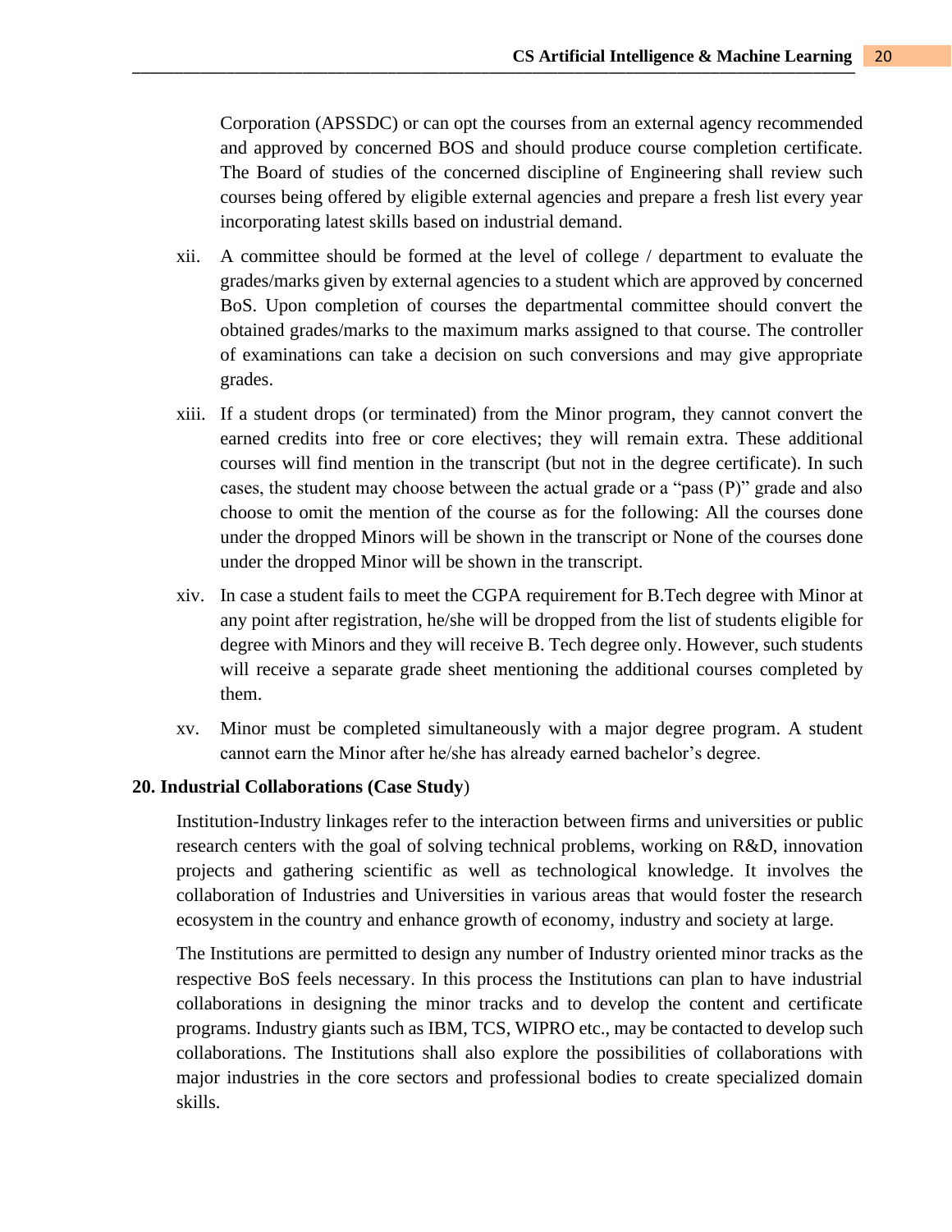Corporation (APSSDC) or can opt the courses from an external agency recommended and approved by concerned BOS and should produce course completion certificate. The Board of studies of the concerned discipline of Engineering shall review such courses being offered by eligible external agencies and prepare a fresh list every year incorporating latest skills based on industrial demand.

xii. A committee should be formed at the level of college / department to evaluate the grades/marks given by external agencies to a student which are approved by concerned BoS. Upon completion of courses the departmental committee should convert the obtained grades/marks to the maximum marks assigned to that course. The controller of examinations can take a decision on such conversions and may give appropriate grades.

xiii. If a student drops (or terminated) from the Minor program, they cannot convert the earned credits into free or core electives; they will remain extra. These additional courses will find mention in the transcript (but not in the degree certificate). In such cases, the student may choose between the actual grade or a "pass (P)" grade and also choose to omit the mention of the course as for the following: All the courses done under the dropped Minors will be shown in the transcript or None of the courses done under the dropped Minor will be shown in the transcript.

xiv. In case a student fails to meet the CGPA requirement for B.Tech degree with Minor at any point after registration, he/she will be dropped from the list of students eligible for degree with Minors and they will receive B. Tech degree only. However, such students will receive a separate grade sheet mentioning the additional courses completed by them.

xv. Minor must be completed simultaneously with a major degree program. A student cannot earn the Minor after he/she has already earned bachelor's degree.

## 20. Industrial Collaborations (Case Study)

Institution-Industry linkages refer to the interaction between firms and universities or public research centers with the goal of solving technical problems, working on R&D, innovation projects and gathering scientific as well as technological knowledge. It involves the collaboration of Industries and Universities in various areas that would foster the research ecosystem in the country and enhance growth of economy, industry and society at large.

The Institutions are permitted to design any number of Industry oriented minor tracks as the respective BoS feels necessary. In this process the Institutions can plan to have industrial collaborations in designing the minor tracks and to develop the content and certificate programs. Industry giants such as IBM, TCS, WIPRO etc., may be contacted to develop such collaborations. The Institutions shall also explore the possibilities of collaborations with major industries in the core sectors and professional bodies to create specialized domain skills.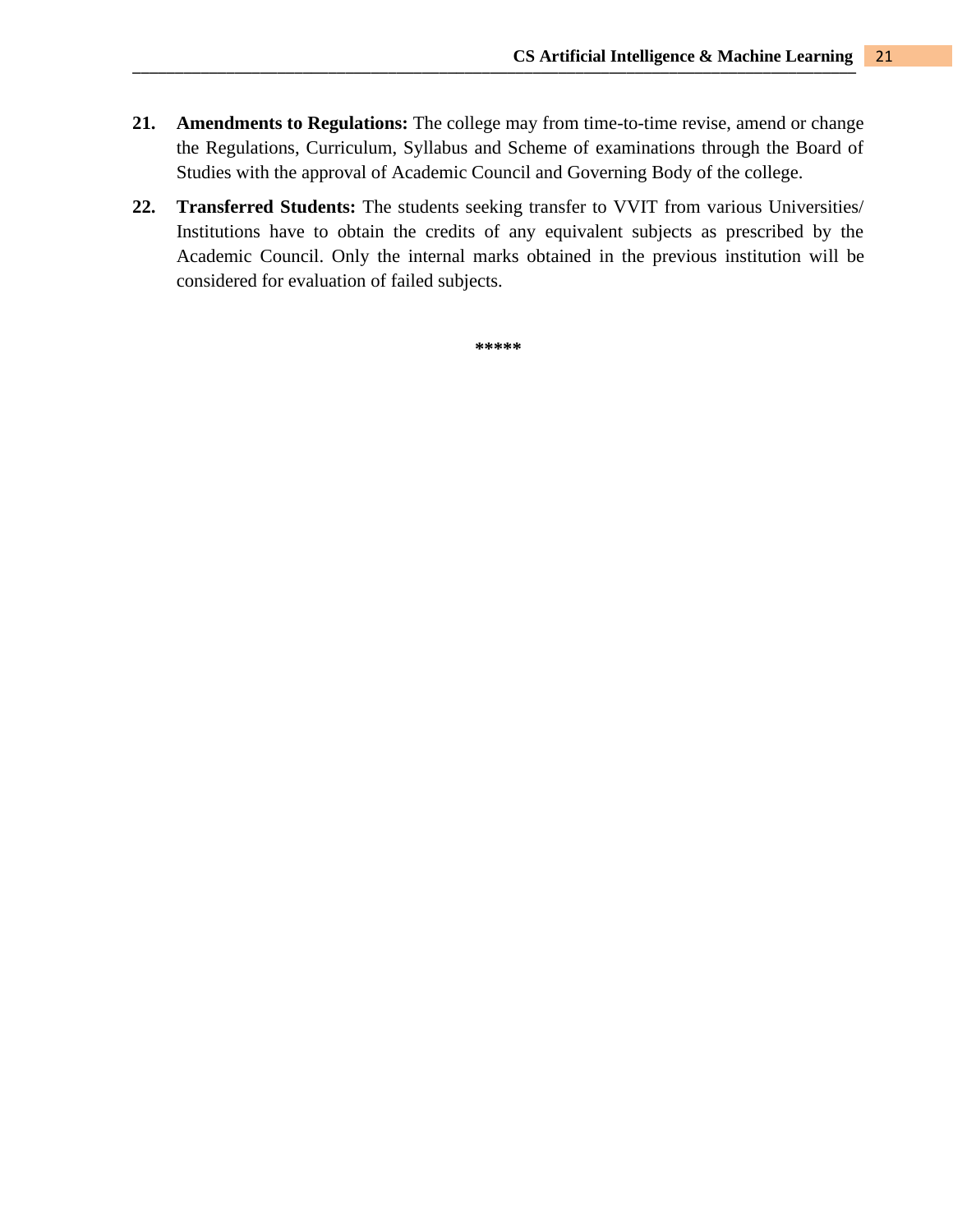21. **Amendments to Regulations:** The college may from time-to-time revise, amend or change the Regulations, Curriculum, Syllabus and Scheme of examinations through the Board of Studies with the approval of Academic Council and Governing Body of the college.

22. **Transferred Students:** The students seeking transfer to VVIT from various Universities/ Institutions have to obtain the credits of any equivalent subjects as prescribed by the Academic Council. Only the internal marks obtained in the previous institution will be considered for evaluation of failed subjects.

*****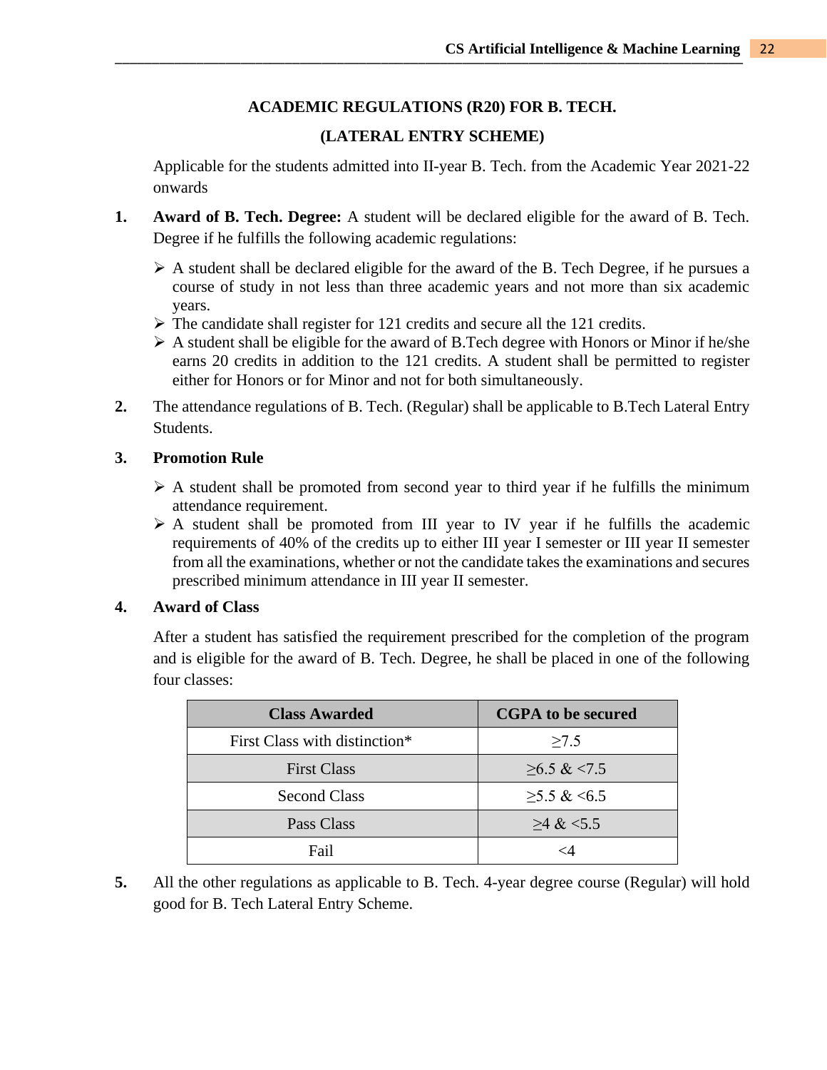## ACADEMIC REGULATIONS (R20) FOR B. TECH.

## (LATERAL ENTRY SCHEME)

Applicable for the students admitted into II-year B. Tech. from the Academic Year 2021-22 onwards

1. **Award of B. Tech. Degree:** A student will be declared eligible for the award of B. Tech. Degree if he fulfills the following academic regulations:

   - A student shall be declared eligible for the award of the B. Tech Degree, if he pursues a course of study in not less than three academic years and not more than six academic years.
   - The candidate shall register for 121 credits and secure all the 121 credits.
   - A student shall be eligible for the award of B.Tech degree with Honors or Minor if he/she earns 20 credits in addition to the 121 credits. A student shall be permitted to register either for Honors or for Minor and not for both simultaneously.

2. The attendance regulations of B. Tech. (Regular) shall be applicable to B.Tech Lateral Entry Students.

3. **Promotion Rule**

   - A student shall be promoted from second year to third year if he fulfills the minimum attendance requirement.
   - A student shall be promoted from III year to IV year if he fulfills the academic requirements of 40% of the credits up to either III year I semester or III year II semester from all the examinations, whether or not the candidate takes the examinations and secures prescribed minimum attendance in III year II semester.

4. **Award of Class**

   After a student has satisfied the requirement prescribed for the completion of the program and is eligible for the award of B. Tech. Degree, he shall be placed in one of the following four classes:

| Class Awarded | CGPA to be secured |
|---|---|
| First Class with distinction* | ≥7.5 |
| First Class | ≥6.5 & <7.5 |
| Second Class | ≥5.5 & <6.5 |
| Pass Class | ≥4 & <5.5 |
| Fail | <4 |

5. All the other regulations as applicable to B. Tech. 4-year degree course (Regular) will hold good for B. Tech Lateral Entry Scheme.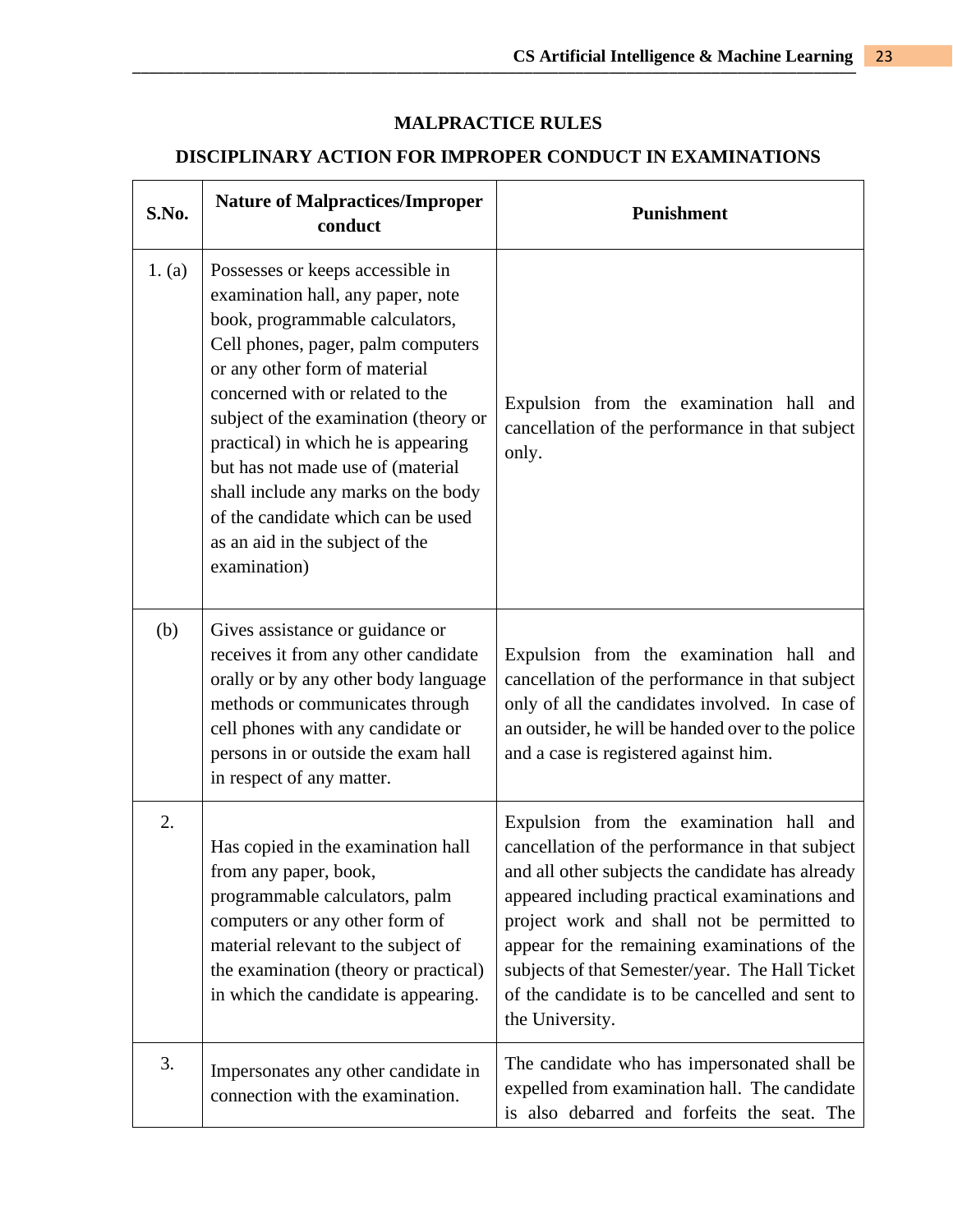## MALPRACTICE RULES

## DISCIPLINARY ACTION FOR IMPROPER CONDUCT IN EXAMINATIONS

| S.No. | Nature of Malpractices/Improper conduct | Punishment |
|---|---|---|
| 1. (a) | Possesses or keeps accessible in examination hall, any paper, note book, programmable calculators, Cell phones, pager, palm computers or any other form of material concerned with or related to the subject of the examination (theory or practical) in which he is appearing but has not made use of (material shall include any marks on the body of the candidate which can be used as an aid in the subject of the examination) | Expulsion from the examination hall and cancellation of the performance in that subject only. |
| (b) | Gives assistance or guidance or receives it from any other candidate orally or by any other body language methods or communicates through cell phones with any candidate or persons in or outside the exam hall in respect of any matter. | Expulsion from the examination hall and cancellation of the performance in that subject only of all the candidates involved. In case of an outsider, he will be handed over to the police and a case is registered against him. |
| 2. | Has copied in the examination hall from any paper, book, programmable calculators, palm computers or any other form of material relevant to the subject of the examination (theory or practical) in which the candidate is appearing. | Expulsion from the examination hall and cancellation of the performance in that subject and all other subjects the candidate has already appeared including practical examinations and project work and shall not be permitted to appear for the remaining examinations of the subjects of that Semester/year. The Hall Ticket of the candidate is to be cancelled and sent to the University. |
| 3. | Impersonates any other candidate in connection with the examination. | The candidate who has impersonated shall be expelled from examination hall. The candidate is also debarred and forfeits the seat. The |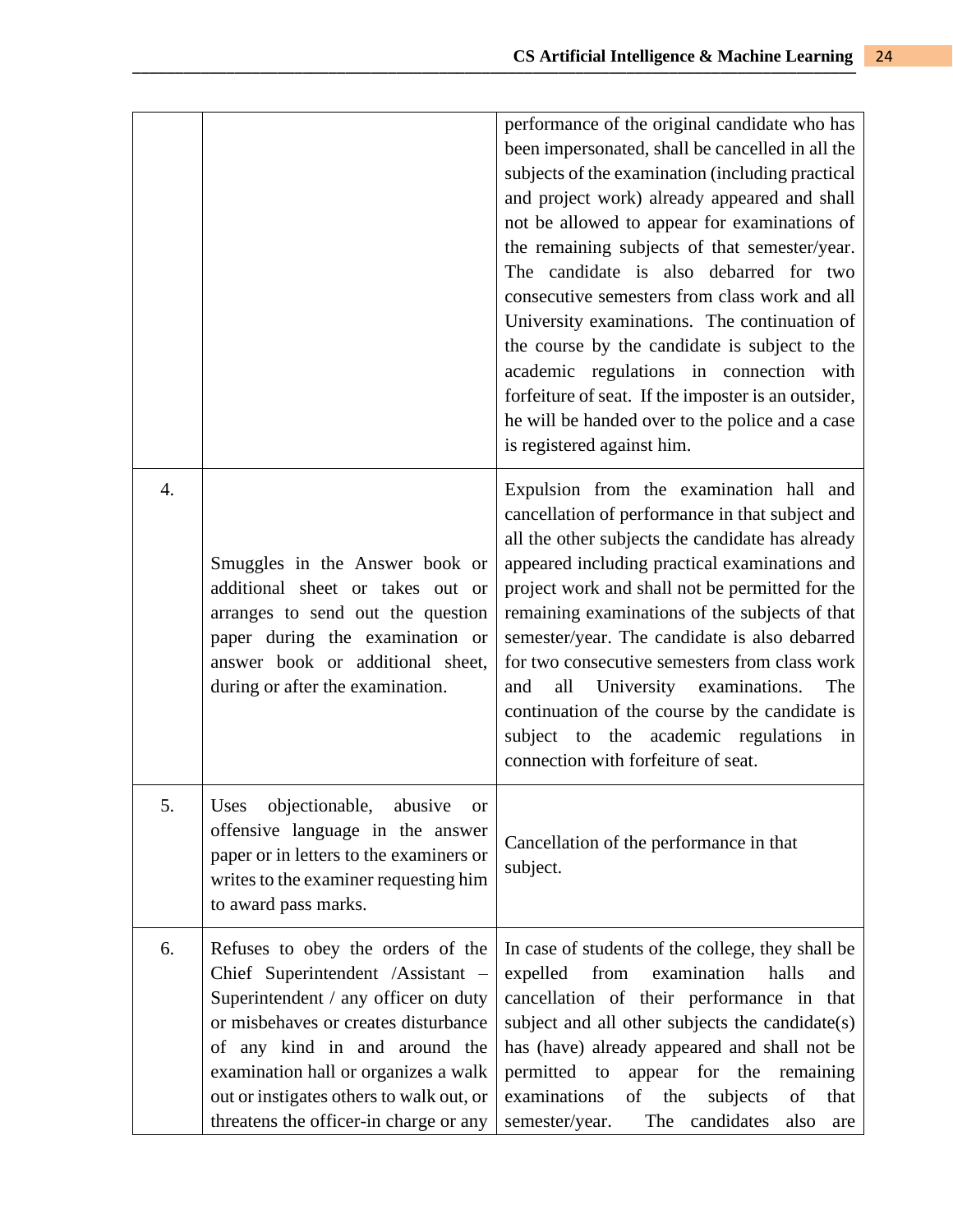|  |  |  |
|---|---|---|
|  |  | performance of the original candidate who has been impersonated, shall be cancelled in all the subjects of the examination (including practical and project work) already appeared and shall not be allowed to appear for examinations of the remaining subjects of that semester/year. The candidate is also debarred for two consecutive semesters from class work and all University examinations. The continuation of the course by the candidate is subject to the academic regulations in connection with forfeiture of seat. If the imposter is an outsider, he will be handed over to the police and a case is registered against him. |
| 4. | Smuggles in the Answer book or additional sheet or takes out or arranges to send out the question paper during the examination or answer book or additional sheet, during or after the examination. | Expulsion from the examination hall and cancellation of performance in that subject and all the other subjects the candidate has already appeared including practical examinations and project work and shall not be permitted for the remaining examinations of the subjects of that semester/year. The candidate is also debarred for two consecutive semesters from class work and all University examinations. The continuation of the course by the candidate is subject to the academic regulations in connection with forfeiture of seat. |
| 5. | Uses objectionable, abusive or offensive language in the answer paper or in letters to the examiners or writes to the examiner requesting him to award pass marks. | Cancellation of the performance in that subject. |
| 6. | Refuses to obey the orders of the Chief Superintendent /Assistant – Superintendent / any officer on duty or misbehaves or creates disturbance of any kind in and around the examination hall or organizes a walk out or instigates others to walk out, or threatens the officer-in charge or any | In case of students of the college, they shall be expelled from examination halls and cancellation of their performance in that subject and all other subjects the candidate(s) has (have) already appeared and shall not be permitted to appear for the remaining examinations of the subjects of that semester/year. The candidates also are |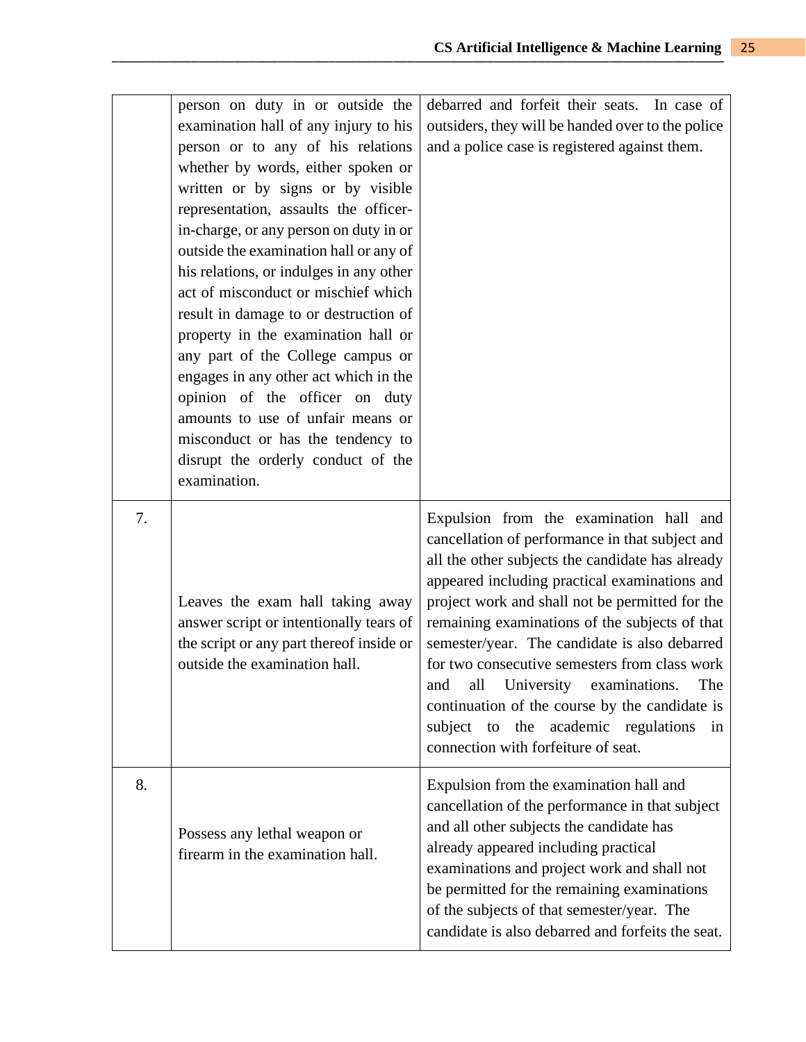| | | |
|---|---|---|
| | person on duty in or outside the examination hall of any injury to his person or to any of his relations whether by words, either spoken or written or by signs or by visible representation, assaults the officer-in-charge, or any person on duty in or outside the examination hall or any of his relations, or indulges in any other act of misconduct or mischief which result in damage to or destruction of property in the examination hall or any part of the College campus or engages in any other act which in the opinion of the officer on duty amounts to use of unfair means or misconduct or has the tendency to disrupt the orderly conduct of the examination. | debarred and forfeit their seats. In case of outsiders, they will be handed over to the police and a police case is registered against them. |
| 7. | Leaves the exam hall taking away answer script or intentionally tears of the script or any part thereof inside or outside the examination hall. | Expulsion from the examination hall and cancellation of performance in that subject and all the other subjects the candidate has already appeared including practical examinations and project work and shall not be permitted for the remaining examinations of the subjects of that semester/year. The candidate is also debarred for two consecutive semesters from class work and all University examinations. The continuation of the course by the candidate is subject to the academic regulations in connection with forfeiture of seat. |
| 8. | Possess any lethal weapon or firearm in the examination hall. | Expulsion from the examination hall and cancellation of the performance in that subject and all other subjects the candidate has already appeared including practical examinations and project work and shall not be permitted for the remaining examinations of the subjects of that semester/year. The candidate is also debarred and forfeits the seat. |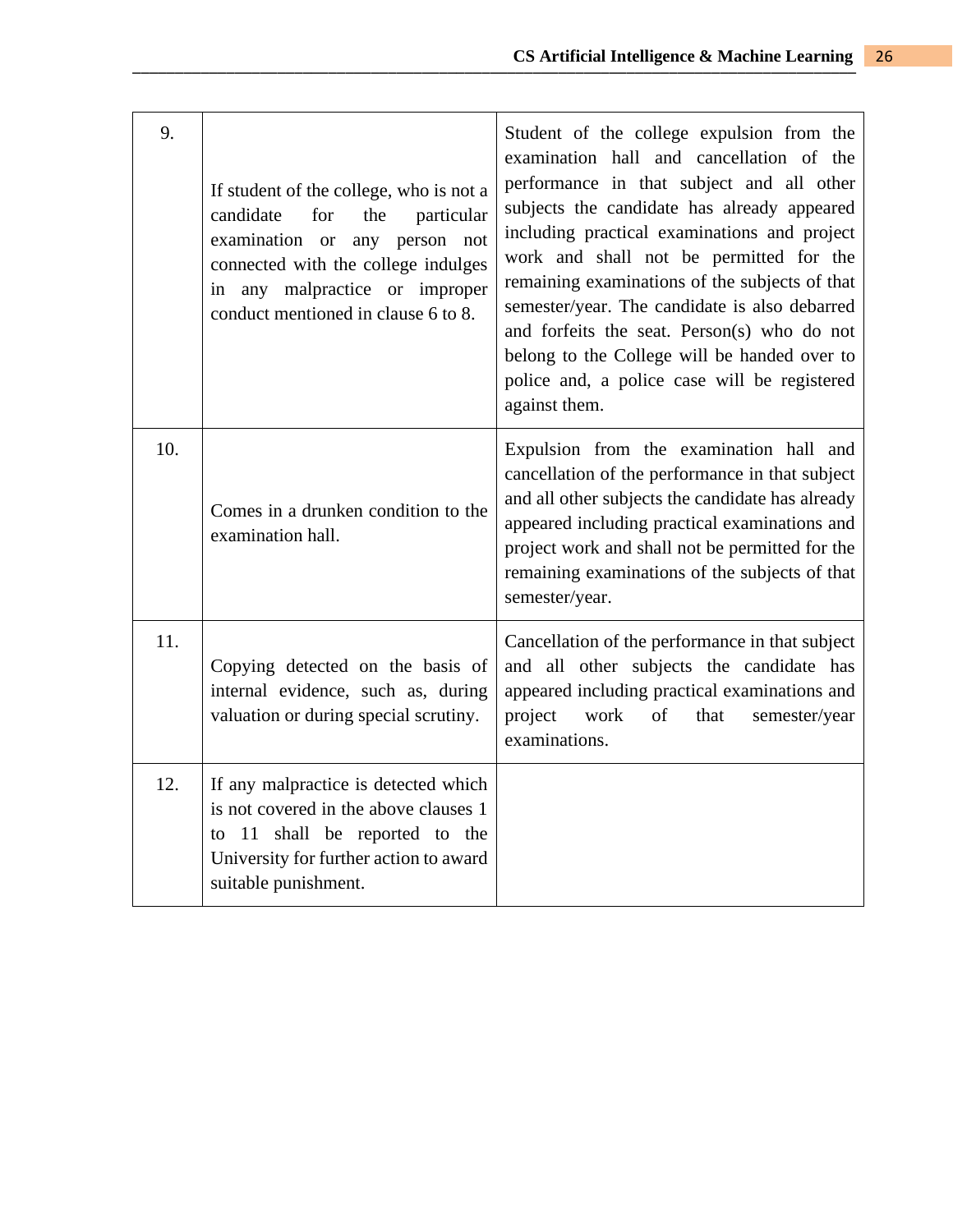| 9. | If student of the college, who is not a candidate for the particular examination or any person not connected with the college indulges in any malpractice or improper conduct mentioned in clause 6 to 8. | Student of the college expulsion from the examination hall and cancellation of the performance in that subject and all other subjects the candidate has already appeared including practical examinations and project work and shall not be permitted for the remaining examinations of the subjects of that semester/year. The candidate is also debarred and forfeits the seat. Person(s) who do not belong to the College will be handed over to police and, a police case will be registered against them. |
|---|---|---|
| 10. | Comes in a drunken condition to the examination hall. | Expulsion from the examination hall and cancellation of the performance in that subject and all other subjects the candidate has already appeared including practical examinations and project work and shall not be permitted for the remaining examinations of the subjects of that semester/year. |
| 11. | Copying detected on the basis of internal evidence, such as, during valuation or during special scrutiny. | Cancellation of the performance in that subject and all other subjects the candidate has appeared including practical examinations and project work of that semester/year examinations. |
| 12. | If any malpractice is detected which is not covered in the above clauses 1 to 11 shall be reported to the University for further action to award suitable punishment. | |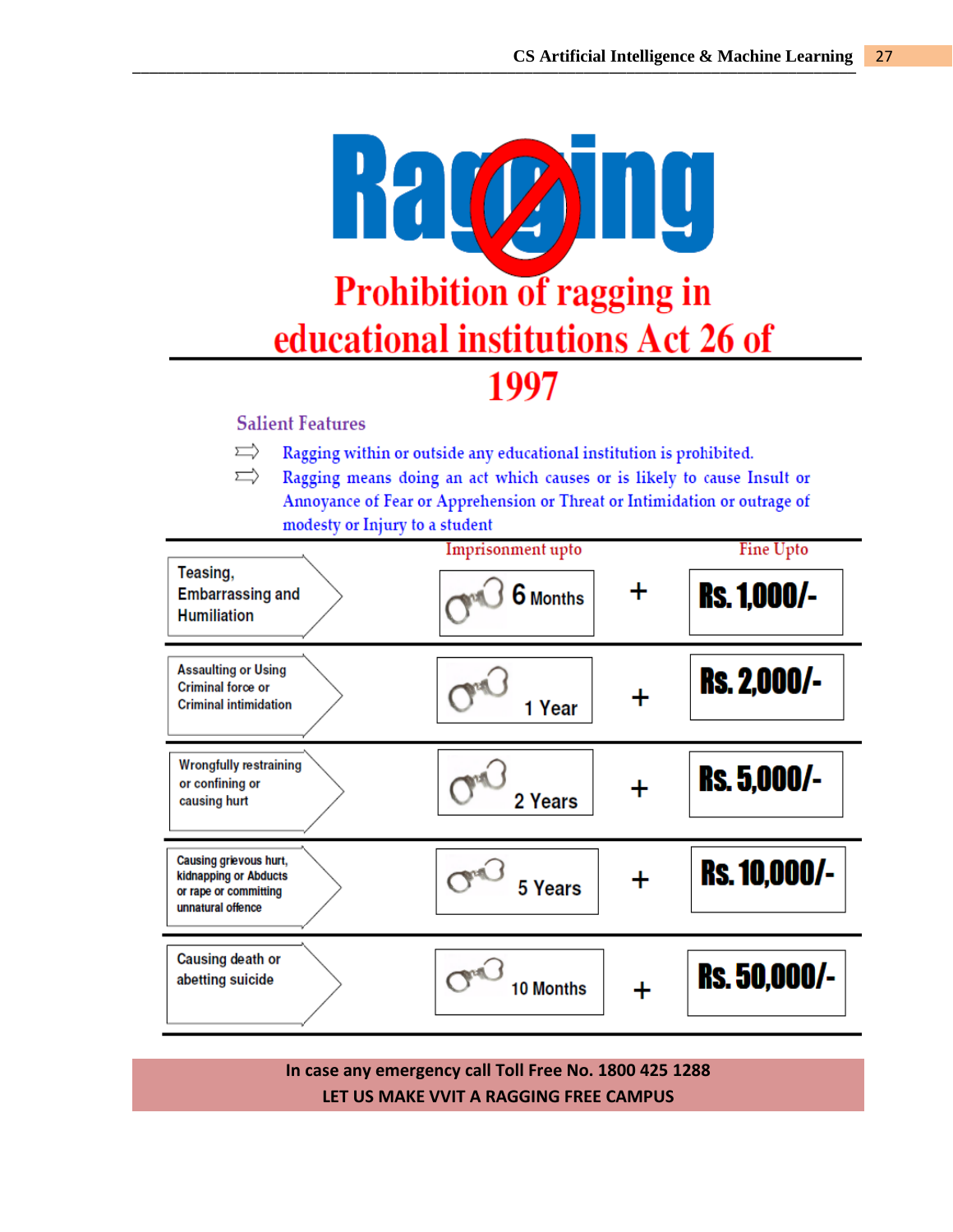# Ragging

## Prohibition of ragging in educational institutions Act 26 of 1997

### Salient Features

- Ragging within or outside any educational institution is prohibited.
- Ragging means doing an act which causes or is likely to cause Insult or Annoyance of Fear or Apprehension or Threat or Intimidation or outrage of modesty or Injury to a student

| Offence | Imprisonment upto | | Fine Upto |
|---|---|---|---|
| Teasing, Embarrassing and Humiliation | 6 Months | + | Rs. 1,000/- |
| Assaulting or Using Criminal force or Criminal intimidation | 1 Year | + | Rs. 2,000/- |
| Wrongfully restraining or confining or causing hurt | 2 Years | + | Rs. 5,000/- |
| Causing grievous hurt, kidnapping or Abducts or rape or committing unnatural offence | 5 Years | + | Rs. 10,000/- |
| Causing death or abetting suicide | 10 Months | + | Rs. 50,000/- |

**In case any emergency call Toll Free No. 1800 425 1288**

**LET US MAKE VVIT A RAGGING FREE CAMPUS**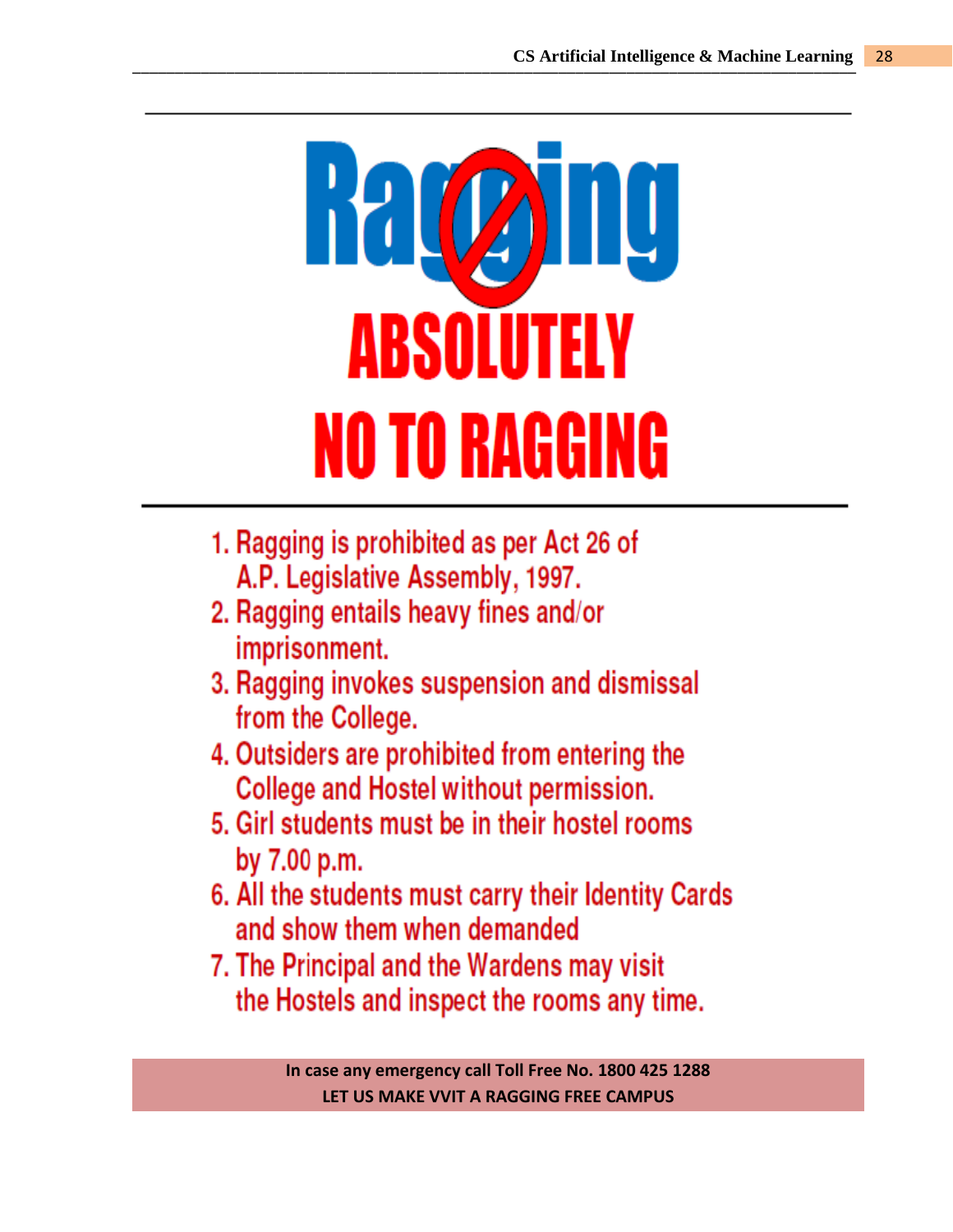# Ragging

# ABSOLUTELY NO TO RAGGING

1. Ragging is prohibited as per Act 26 of A.P. Legislative Assembly, 1997.
2. Ragging entails heavy fines and/or imprisonment.
3. Ragging invokes suspension and dismissal from the College.
4. Outsiders are prohibited from entering the College and Hostel without permission.
5. Girl students must be in their hostel rooms by 7.00 p.m.
6. All the students must carry their Identity Cards and show them when demanded
7. The Principal and the Wardens may visit the Hostels and inspect the rooms any time.

**In case any emergency call Toll Free No. 1800 425 1288**

**LET US MAKE VVIT A RAGGING FREE CAMPUS**